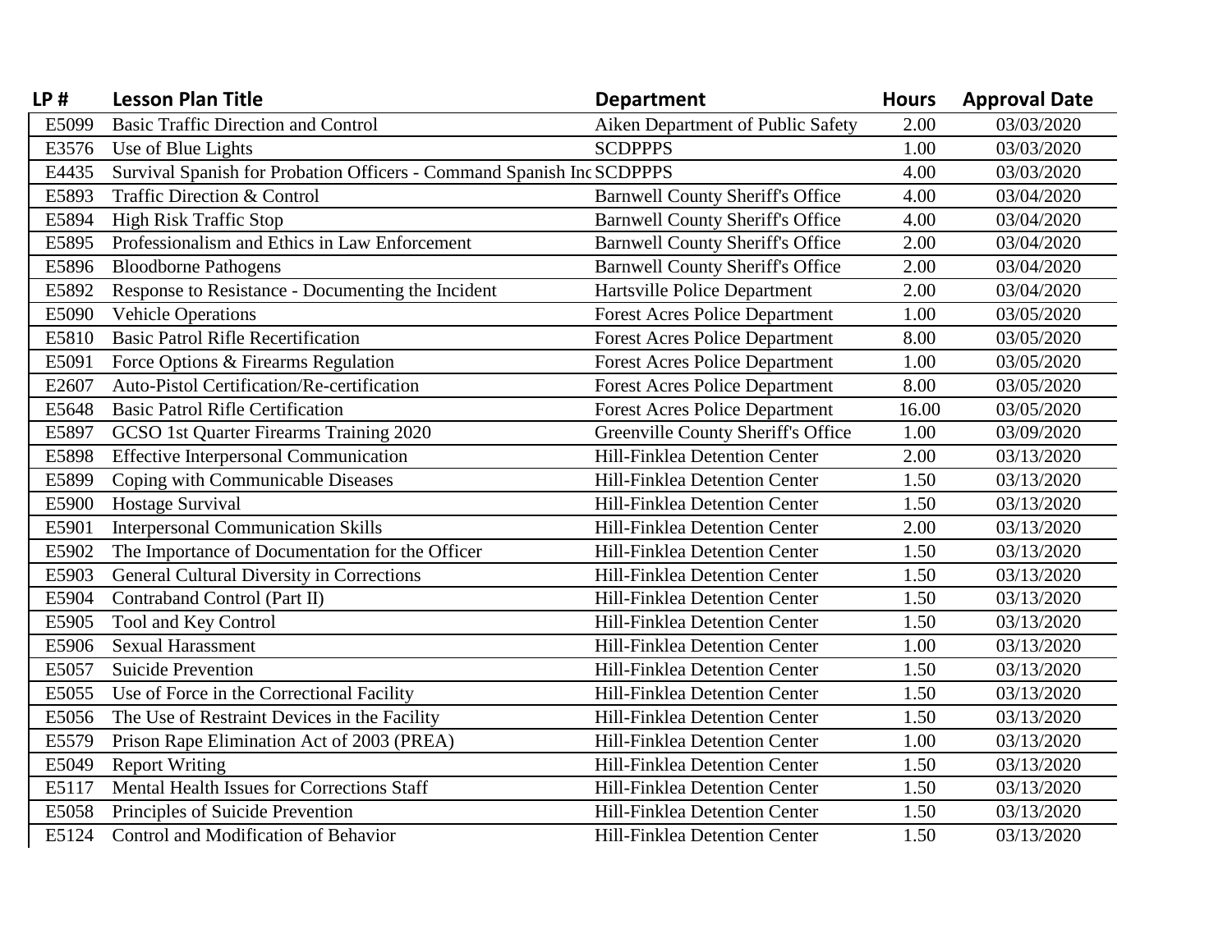| LP # | Lesson Plan Title | Department | Hours | Approval Date |
|---|---|---|---|---|
| E5099 | Basic Traffic Direction and Control | Aiken Department of Public Safety | 2.00 | 03/03/2020 |
| E3576 | Use of Blue Lights | SCDPPPS | 1.00 | 03/03/2020 |
| E4435 | Survival Spanish for Probation Officers - Command Spanish Inc | SCDPPPS | 4.00 | 03/03/2020 |
| E5893 | Traffic Direction & Control | Barnwell County Sheriff's Office | 4.00 | 03/04/2020 |
| E5894 | High Risk Traffic Stop | Barnwell County Sheriff's Office | 4.00 | 03/04/2020 |
| E5895 | Professionalism and Ethics in Law Enforcement | Barnwell County Sheriff's Office | 2.00 | 03/04/2020 |
| E5896 | Bloodborne Pathogens | Barnwell County Sheriff's Office | 2.00 | 03/04/2020 |
| E5892 | Response to Resistance - Documenting the Incident | Hartsville Police Department | 2.00 | 03/04/2020 |
| E5090 | Vehicle Operations | Forest Acres Police Department | 1.00 | 03/05/2020 |
| E5810 | Basic Patrol Rifle Recertification | Forest Acres Police Department | 8.00 | 03/05/2020 |
| E5091 | Force Options & Firearms Regulation | Forest Acres Police Department | 1.00 | 03/05/2020 |
| E2607 | Auto-Pistol Certification/Re-certification | Forest Acres Police Department | 8.00 | 03/05/2020 |
| E5648 | Basic Patrol Rifle Certification | Forest Acres Police Department | 16.00 | 03/05/2020 |
| E5897 | GCSO 1st Quarter Firearms Training 2020 | Greenville County Sheriff's Office | 1.00 | 03/09/2020 |
| E5898 | Effective Interpersonal Communication | Hill-Finklea Detention Center | 2.00 | 03/13/2020 |
| E5899 | Coping with Communicable Diseases | Hill-Finklea Detention Center | 1.50 | 03/13/2020 |
| E5900 | Hostage Survival | Hill-Finklea Detention Center | 1.50 | 03/13/2020 |
| E5901 | Interpersonal Communication Skills | Hill-Finklea Detention Center | 2.00 | 03/13/2020 |
| E5902 | The Importance of Documentation for the Officer | Hill-Finklea Detention Center | 1.50 | 03/13/2020 |
| E5903 | General Cultural Diversity in Corrections | Hill-Finklea Detention Center | 1.50 | 03/13/2020 |
| E5904 | Contraband Control (Part II) | Hill-Finklea Detention Center | 1.50 | 03/13/2020 |
| E5905 | Tool and Key Control | Hill-Finklea Detention Center | 1.50 | 03/13/2020 |
| E5906 | Sexual Harassment | Hill-Finklea Detention Center | 1.00 | 03/13/2020 |
| E5057 | Suicide Prevention | Hill-Finklea Detention Center | 1.50 | 03/13/2020 |
| E5055 | Use of Force in the Correctional Facility | Hill-Finklea Detention Center | 1.50 | 03/13/2020 |
| E5056 | The Use of Restraint Devices in the Facility | Hill-Finklea Detention Center | 1.50 | 03/13/2020 |
| E5579 | Prison Rape Elimination Act of 2003 (PREA) | Hill-Finklea Detention Center | 1.00 | 03/13/2020 |
| E5049 | Report Writing | Hill-Finklea Detention Center | 1.50 | 03/13/2020 |
| E5117 | Mental Health Issues for Corrections Staff | Hill-Finklea Detention Center | 1.50 | 03/13/2020 |
| E5058 | Principles of Suicide Prevention | Hill-Finklea Detention Center | 1.50 | 03/13/2020 |
| E5124 | Control and Modification of Behavior | Hill-Finklea Detention Center | 1.50 | 03/13/2020 |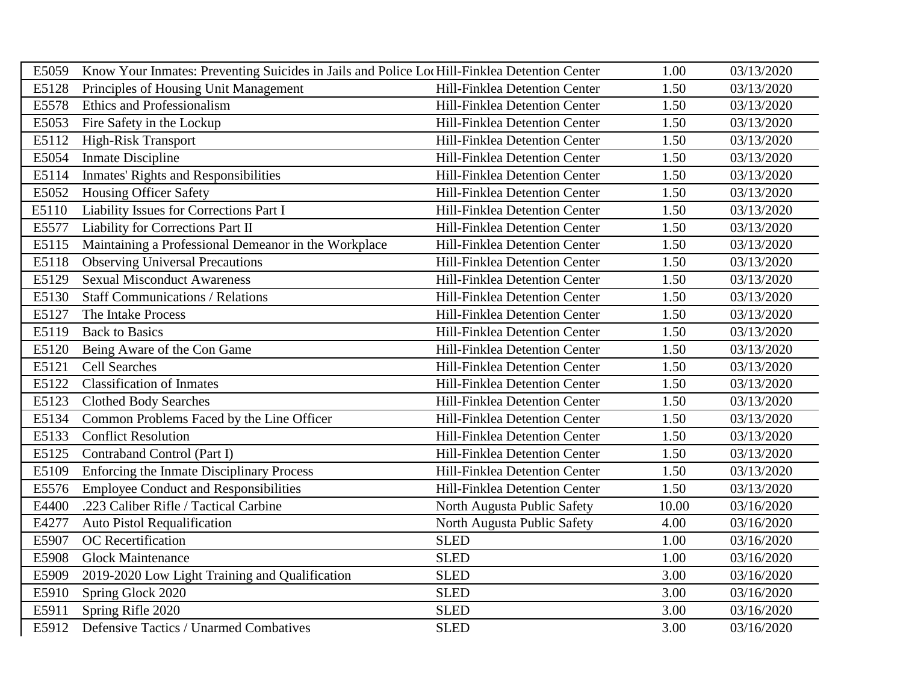| | | | | |
|---|---|---|---|---|
| E5059 | Know Your Inmates: Preventing Suicides in Jails and Police Lo | Hill-Finklea Detention Center | 1.00 | 03/13/2020 |
| E5128 | Principles of Housing Unit Management | Hill-Finklea Detention Center | 1.50 | 03/13/2020 |
| E5578 | Ethics and Professionalism | Hill-Finklea Detention Center | 1.50 | 03/13/2020 |
| E5053 | Fire Safety in the Lockup | Hill-Finklea Detention Center | 1.50 | 03/13/2020 |
| E5112 | High-Risk Transport | Hill-Finklea Detention Center | 1.50 | 03/13/2020 |
| E5054 | Inmate Discipline | Hill-Finklea Detention Center | 1.50 | 03/13/2020 |
| E5114 | Inmates' Rights and Responsibilities | Hill-Finklea Detention Center | 1.50 | 03/13/2020 |
| E5052 | Housing Officer Safety | Hill-Finklea Detention Center | 1.50 | 03/13/2020 |
| E5110 | Liability Issues for Corrections Part I | Hill-Finklea Detention Center | 1.50 | 03/13/2020 |
| E5577 | Liability for Corrections Part II | Hill-Finklea Detention Center | 1.50 | 03/13/2020 |
| E5115 | Maintaining a Professional Demeanor in the Workplace | Hill-Finklea Detention Center | 1.50 | 03/13/2020 |
| E5118 | Observing Universal Precautions | Hill-Finklea Detention Center | 1.50 | 03/13/2020 |
| E5129 | Sexual Misconduct Awareness | Hill-Finklea Detention Center | 1.50 | 03/13/2020 |
| E5130 | Staff Communications / Relations | Hill-Finklea Detention Center | 1.50 | 03/13/2020 |
| E5127 | The Intake Process | Hill-Finklea Detention Center | 1.50 | 03/13/2020 |
| E5119 | Back to Basics | Hill-Finklea Detention Center | 1.50 | 03/13/2020 |
| E5120 | Being Aware of the Con Game | Hill-Finklea Detention Center | 1.50 | 03/13/2020 |
| E5121 | Cell Searches | Hill-Finklea Detention Center | 1.50 | 03/13/2020 |
| E5122 | Classification of Inmates | Hill-Finklea Detention Center | 1.50 | 03/13/2020 |
| E5123 | Clothed Body Searches | Hill-Finklea Detention Center | 1.50 | 03/13/2020 |
| E5134 | Common Problems Faced by the Line Officer | Hill-Finklea Detention Center | 1.50 | 03/13/2020 |
| E5133 | Conflict Resolution | Hill-Finklea Detention Center | 1.50 | 03/13/2020 |
| E5125 | Contraband Control (Part I) | Hill-Finklea Detention Center | 1.50 | 03/13/2020 |
| E5109 | Enforcing the Inmate Disciplinary Process | Hill-Finklea Detention Center | 1.50 | 03/13/2020 |
| E5576 | Employee Conduct and Responsibilities | Hill-Finklea Detention Center | 1.50 | 03/13/2020 |
| E4400 | .223 Caliber Rifle / Tactical Carbine | North Augusta Public Safety | 10.00 | 03/16/2020 |
| E4277 | Auto Pistol Requalification | North Augusta Public Safety | 4.00 | 03/16/2020 |
| E5907 | OC Recertification | SLED | 1.00 | 03/16/2020 |
| E5908 | Glock Maintenance | SLED | 1.00 | 03/16/2020 |
| E5909 | 2019-2020 Low Light Training and Qualification | SLED | 3.00 | 03/16/2020 |
| E5910 | Spring Glock 2020 | SLED | 3.00 | 03/16/2020 |
| E5911 | Spring Rifle 2020 | SLED | 3.00 | 03/16/2020 |
| E5912 | Defensive Tactics / Unarmed Combatives | SLED | 3.00 | 03/16/2020 |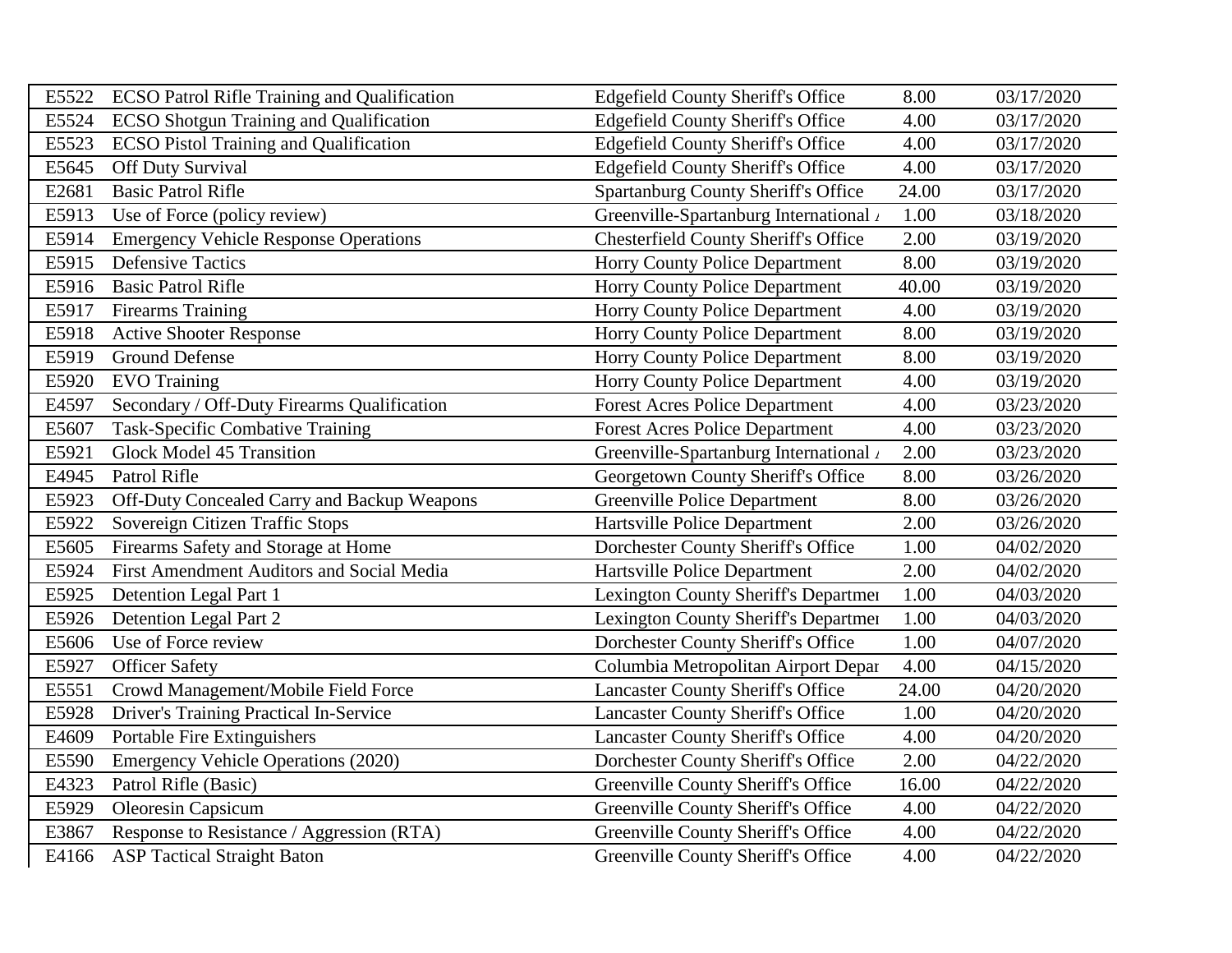| | | | | |
|---|---|---|---|---|
| E5522 | ECSO Patrol Rifle Training and Qualification | Edgefield County Sheriff's Office | 8.00 | 03/17/2020 |
| E5524 | ECSO Shotgun Training and Qualification | Edgefield County Sheriff's Office | 4.00 | 03/17/2020 |
| E5523 | ECSO Pistol Training and Qualification | Edgefield County Sheriff's Office | 4.00 | 03/17/2020 |
| E5645 | Off Duty Survival | Edgefield County Sheriff's Office | 4.00 | 03/17/2020 |
| E2681 | Basic Patrol Rifle | Spartanburg County Sheriff's Office | 24.00 | 03/17/2020 |
| E5913 | Use of Force (policy review) | Greenville-Spartanburg International / | 1.00 | 03/18/2020 |
| E5914 | Emergency Vehicle Response Operations | Chesterfield County Sheriff's Office | 2.00 | 03/19/2020 |
| E5915 | Defensive Tactics | Horry County Police Department | 8.00 | 03/19/2020 |
| E5916 | Basic Patrol Rifle | Horry County Police Department | 40.00 | 03/19/2020 |
| E5917 | Firearms Training | Horry County Police Department | 4.00 | 03/19/2020 |
| E5918 | Active Shooter Response | Horry County Police Department | 8.00 | 03/19/2020 |
| E5919 | Ground Defense | Horry County Police Department | 8.00 | 03/19/2020 |
| E5920 | EVO Training | Horry County Police Department | 4.00 | 03/19/2020 |
| E4597 | Secondary / Off-Duty Firearms Qualification | Forest Acres Police Department | 4.00 | 03/23/2020 |
| E5607 | Task-Specific Combative Training | Forest Acres Police Department | 4.00 | 03/23/2020 |
| E5921 | Glock Model 45 Transition | Greenville-Spartanburg International / | 2.00 | 03/23/2020 |
| E4945 | Patrol Rifle | Georgetown County Sheriff's Office | 8.00 | 03/26/2020 |
| E5923 | Off-Duty Concealed Carry and Backup Weapons | Greenville Police Department | 8.00 | 03/26/2020 |
| E5922 | Sovereign Citizen Traffic Stops | Hartsville Police Department | 2.00 | 03/26/2020 |
| E5605 | Firearms Safety and Storage at Home | Dorchester County Sheriff's Office | 1.00 | 04/02/2020 |
| E5924 | First Amendment Auditors and Social Media | Hartsville Police Department | 2.00 | 04/02/2020 |
| E5925 | Detention Legal Part 1 | Lexington County Sheriff's Departmer | 1.00 | 04/03/2020 |
| E5926 | Detention Legal Part 2 | Lexington County Sheriff's Departmer | 1.00 | 04/03/2020 |
| E5606 | Use of Force review | Dorchester County Sheriff's Office | 1.00 | 04/07/2020 |
| E5927 | Officer Safety | Columbia Metropolitan Airport Depar | 4.00 | 04/15/2020 |
| E5551 | Crowd Management/Mobile Field Force | Lancaster County Sheriff's Office | 24.00 | 04/20/2020 |
| E5928 | Driver's Training Practical In-Service | Lancaster County Sheriff's Office | 1.00 | 04/20/2020 |
| E4609 | Portable Fire Extinguishers | Lancaster County Sheriff's Office | 4.00 | 04/20/2020 |
| E5590 | Emergency Vehicle Operations (2020) | Dorchester County Sheriff's Office | 2.00 | 04/22/2020 |
| E4323 | Patrol Rifle (Basic) | Greenville County Sheriff's Office | 16.00 | 04/22/2020 |
| E5929 | Oleoresin Capsicum | Greenville County Sheriff's Office | 4.00 | 04/22/2020 |
| E3867 | Response to Resistance / Aggression (RTA) | Greenville County Sheriff's Office | 4.00 | 04/22/2020 |
| E4166 | ASP Tactical Straight Baton | Greenville County Sheriff's Office | 4.00 | 04/22/2020 |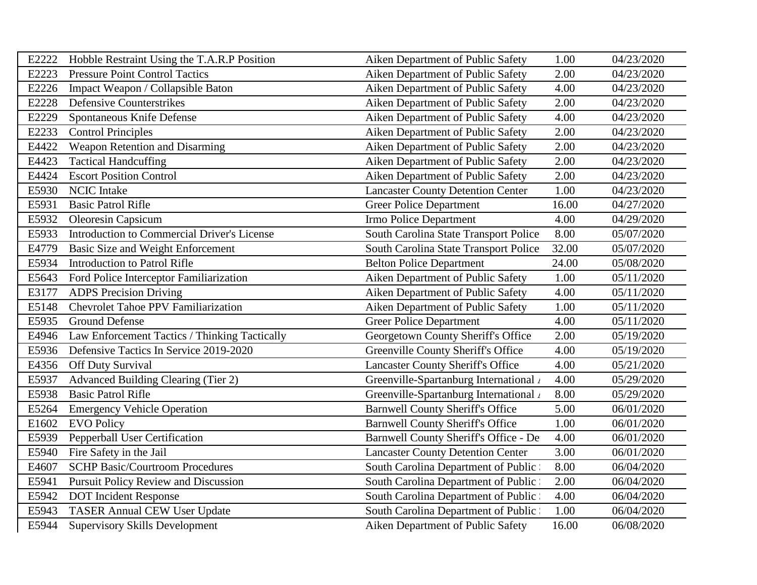| | | | | |
|---|---|---|---|---|
| E2222 | Hobble Restraint Using the T.A.R.P Position | Aiken Department of Public Safety | 1.00 | 04/23/2020 |
| E2223 | Pressure Point Control Tactics | Aiken Department of Public Safety | 2.00 | 04/23/2020 |
| E2226 | Impact Weapon / Collapsible Baton | Aiken Department of Public Safety | 4.00 | 04/23/2020 |
| E2228 | Defensive Counterstrikes | Aiken Department of Public Safety | 2.00 | 04/23/2020 |
| E2229 | Spontaneous Knife Defense | Aiken Department of Public Safety | 4.00 | 04/23/2020 |
| E2233 | Control Principles | Aiken Department of Public Safety | 2.00 | 04/23/2020 |
| E4422 | Weapon Retention and Disarming | Aiken Department of Public Safety | 2.00 | 04/23/2020 |
| E4423 | Tactical Handcuffing | Aiken Department of Public Safety | 2.00 | 04/23/2020 |
| E4424 | Escort Position Control | Aiken Department of Public Safety | 2.00 | 04/23/2020 |
| E5930 | NCIC Intake | Lancaster County Detention Center | 1.00 | 04/23/2020 |
| E5931 | Basic Patrol Rifle | Greer Police Department | 16.00 | 04/27/2020 |
| E5932 | Oleoresin Capsicum | Irmo Police Department | 4.00 | 04/29/2020 |
| E5933 | Introduction to Commercial Driver's License | South Carolina State Transport Police | 8.00 | 05/07/2020 |
| E4779 | Basic Size and Weight Enforcement | South Carolina State Transport Police | 32.00 | 05/07/2020 |
| E5934 | Introduction to Patrol Rifle | Belton Police Department | 24.00 | 05/08/2020 |
| E5643 | Ford Police Interceptor Familiarization | Aiken Department of Public Safety | 1.00 | 05/11/2020 |
| E3177 | ADPS Precision Driving | Aiken Department of Public Safety | 4.00 | 05/11/2020 |
| E5148 | Chevrolet Tahoe PPV Familiarization | Aiken Department of Public Safety | 1.00 | 05/11/2020 |
| E5935 | Ground Defense | Greer Police Department | 4.00 | 05/11/2020 |
| E4946 | Law Enforcement Tactics / Thinking Tactically | Georgetown County Sheriff's Office | 2.00 | 05/19/2020 |
| E5936 | Defensive Tactics In Service 2019-2020 | Greenville County Sheriff's Office | 4.00 | 05/19/2020 |
| E4356 | Off Duty Survival | Lancaster County Sheriff's Office | 4.00 | 05/21/2020 |
| E5937 | Advanced Building Clearing (Tier 2) | Greenville-Spartanburg International A | 4.00 | 05/29/2020 |
| E5938 | Basic Patrol Rifle | Greenville-Spartanburg International A | 8.00 | 05/29/2020 |
| E5264 | Emergency Vehicle Operation | Barnwell County Sheriff's Office | 5.00 | 06/01/2020 |
| E1602 | EVO Policy | Barnwell County Sheriff's Office | 1.00 | 06/01/2020 |
| E5939 | Pepperball User Certification | Barnwell County Sheriff's Office - De | 4.00 | 06/01/2020 |
| E5940 | Fire Safety in the Jail | Lancaster County Detention Center | 3.00 | 06/01/2020 |
| E4607 | SCHP Basic/Courtroom Procedures | South Carolina Department of Public | 8.00 | 06/04/2020 |
| E5941 | Pursuit Policy Review and Discussion | South Carolina Department of Public | 2.00 | 06/04/2020 |
| E5942 | DOT Incident Response | South Carolina Department of Public | 4.00 | 06/04/2020 |
| E5943 | TASER Annual CEW User Update | South Carolina Department of Public | 1.00 | 06/04/2020 |
| E5944 | Supervisory Skills Development | Aiken Department of Public Safety | 16.00 | 06/08/2020 |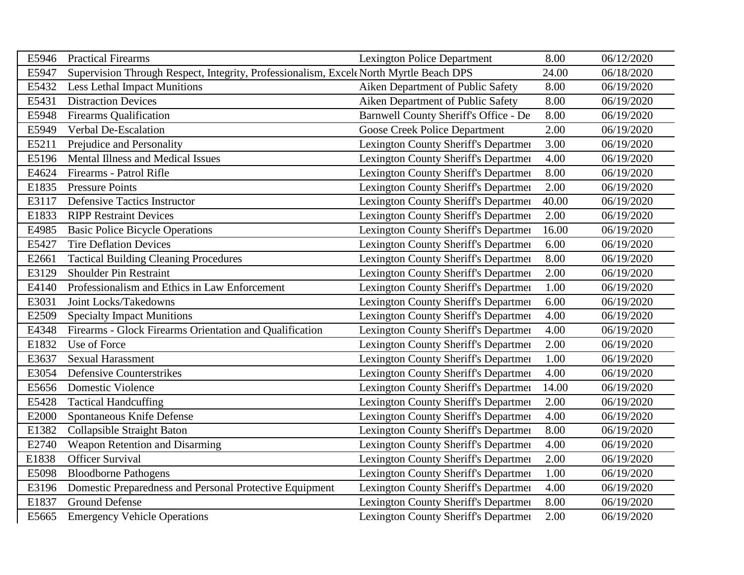| | | | | |
|---|---|---|---|---|
| E5946 | Practical Firearms | Lexington Police Department | 8.00 | 06/12/2020 |
| E5947 | Supervision Through Respect, Integrity, Professionalism, Excel North Myrtle Beach DPS | | 24.00 | 06/18/2020 |
| E5432 | Less Lethal Impact Munitions | Aiken Department of Public Safety | 8.00 | 06/19/2020 |
| E5431 | Distraction Devices | Aiken Department of Public Safety | 8.00 | 06/19/2020 |
| E5948 | Firearms Qualification | Barnwell County Sheriff's Office - De | 8.00 | 06/19/2020 |
| E5949 | Verbal De-Escalation | Goose Creek Police Department | 2.00 | 06/19/2020 |
| E5211 | Prejudice and Personality | Lexington County Sheriff's Departmen | 3.00 | 06/19/2020 |
| E5196 | Mental Illness and Medical Issues | Lexington County Sheriff's Departmen | 4.00 | 06/19/2020 |
| E4624 | Firearms - Patrol Rifle | Lexington County Sheriff's Departmen | 8.00 | 06/19/2020 |
| E1835 | Pressure Points | Lexington County Sheriff's Departmen | 2.00 | 06/19/2020 |
| E3117 | Defensive Tactics Instructor | Lexington County Sheriff's Departmen | 40.00 | 06/19/2020 |
| E1833 | RIPP Restraint Devices | Lexington County Sheriff's Departmen | 2.00 | 06/19/2020 |
| E4985 | Basic Police Bicycle Operations | Lexington County Sheriff's Departmen | 16.00 | 06/19/2020 |
| E5427 | Tire Deflation Devices | Lexington County Sheriff's Departmen | 6.00 | 06/19/2020 |
| E2661 | Tactical Building Cleaning Procedures | Lexington County Sheriff's Departmen | 8.00 | 06/19/2020 |
| E3129 | Shoulder Pin Restraint | Lexington County Sheriff's Departmen | 2.00 | 06/19/2020 |
| E4140 | Professionalism and Ethics in Law Enforcement | Lexington County Sheriff's Departmen | 1.00 | 06/19/2020 |
| E3031 | Joint Locks/Takedowns | Lexington County Sheriff's Departmen | 6.00 | 06/19/2020 |
| E2509 | Specialty Impact Munitions | Lexington County Sheriff's Departmen | 4.00 | 06/19/2020 |
| E4348 | Firearms - Glock Firearms Orientation and Qualification | Lexington County Sheriff's Departmen | 4.00 | 06/19/2020 |
| E1832 | Use of Force | Lexington County Sheriff's Departmen | 2.00 | 06/19/2020 |
| E3637 | Sexual Harassment | Lexington County Sheriff's Departmen | 1.00 | 06/19/2020 |
| E3054 | Defensive Counterstrikes | Lexington County Sheriff's Departmen | 4.00 | 06/19/2020 |
| E5656 | Domestic Violence | Lexington County Sheriff's Departmen | 14.00 | 06/19/2020 |
| E5428 | Tactical Handcuffing | Lexington County Sheriff's Departmen | 2.00 | 06/19/2020 |
| E2000 | Spontaneous Knife Defense | Lexington County Sheriff's Departmen | 4.00 | 06/19/2020 |
| E1382 | Collapsible Straight Baton | Lexington County Sheriff's Departmen | 8.00 | 06/19/2020 |
| E2740 | Weapon Retention and Disarming | Lexington County Sheriff's Departmen | 4.00 | 06/19/2020 |
| E1838 | Officer Survival | Lexington County Sheriff's Departmen | 2.00 | 06/19/2020 |
| E5098 | Bloodborne Pathogens | Lexington County Sheriff's Departmen | 1.00 | 06/19/2020 |
| E3196 | Domestic Preparedness and Personal Protective Equipment | Lexington County Sheriff's Departmen | 4.00 | 06/19/2020 |
| E1837 | Ground Defense | Lexington County Sheriff's Departmen | 8.00 | 06/19/2020 |
| E5665 | Emergency Vehicle Operations | Lexington County Sheriff's Departmen | 2.00 | 06/19/2020 |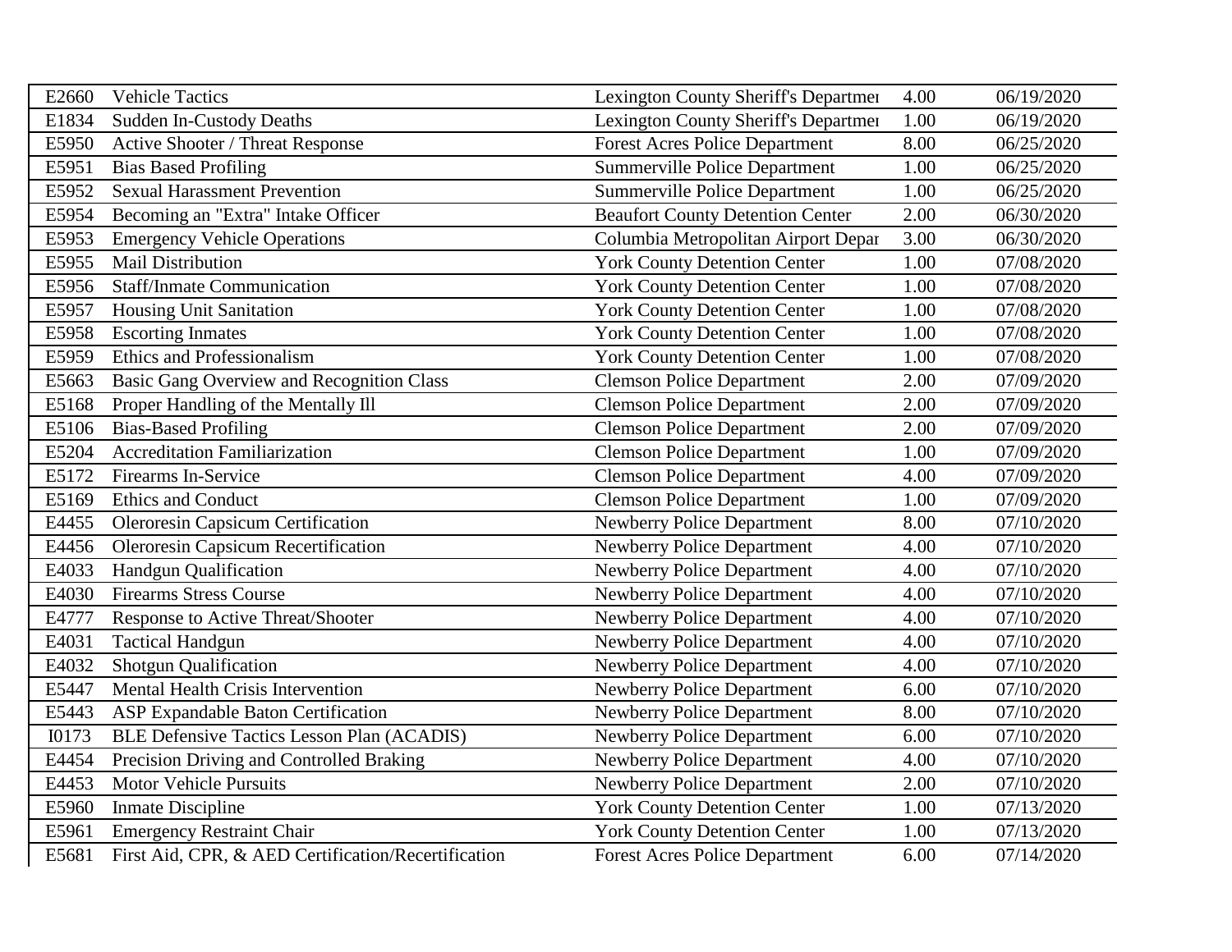| | | | | |
|---|---|---|---|---|
| E2660 | Vehicle Tactics | Lexington County Sheriff's Departmer | 4.00 | 06/19/2020 |
| E1834 | Sudden In-Custody Deaths | Lexington County Sheriff's Departmer | 1.00 | 06/19/2020 |
| E5950 | Active Shooter / Threat Response | Forest Acres Police Department | 8.00 | 06/25/2020 |
| E5951 | Bias Based Profiling | Summerville Police Department | 1.00 | 06/25/2020 |
| E5952 | Sexual Harassment Prevention | Summerville Police Department | 1.00 | 06/25/2020 |
| E5954 | Becoming an "Extra" Intake Officer | Beaufort County Detention Center | 2.00 | 06/30/2020 |
| E5953 | Emergency Vehicle Operations | Columbia Metropolitan Airport Depar | 3.00 | 06/30/2020 |
| E5955 | Mail Distribution | York County Detention Center | 1.00 | 07/08/2020 |
| E5956 | Staff/Inmate Communication | York County Detention Center | 1.00 | 07/08/2020 |
| E5957 | Housing Unit Sanitation | York County Detention Center | 1.00 | 07/08/2020 |
| E5958 | Escorting Inmates | York County Detention Center | 1.00 | 07/08/2020 |
| E5959 | Ethics and Professionalism | York County Detention Center | 1.00 | 07/08/2020 |
| E5663 | Basic Gang Overview and Recognition Class | Clemson Police Department | 2.00 | 07/09/2020 |
| E5168 | Proper Handling of the Mentally Ill | Clemson Police Department | 2.00 | 07/09/2020 |
| E5106 | Bias-Based Profiling | Clemson Police Department | 2.00 | 07/09/2020 |
| E5204 | Accreditation Familiarization | Clemson Police Department | 1.00 | 07/09/2020 |
| E5172 | Firearms In-Service | Clemson Police Department | 4.00 | 07/09/2020 |
| E5169 | Ethics and Conduct | Clemson Police Department | 1.00 | 07/09/2020 |
| E4455 | Oleroresin Capsicum Certification | Newberry Police Department | 8.00 | 07/10/2020 |
| E4456 | Oleroresin Capsicum Recertification | Newberry Police Department | 4.00 | 07/10/2020 |
| E4033 | Handgun Qualification | Newberry Police Department | 4.00 | 07/10/2020 |
| E4030 | Firearms Stress Course | Newberry Police Department | 4.00 | 07/10/2020 |
| E4777 | Response to Active Threat/Shooter | Newberry Police Department | 4.00 | 07/10/2020 |
| E4031 | Tactical Handgun | Newberry Police Department | 4.00 | 07/10/2020 |
| E4032 | Shotgun Qualification | Newberry Police Department | 4.00 | 07/10/2020 |
| E5447 | Mental Health Crisis Intervention | Newberry Police Department | 6.00 | 07/10/2020 |
| E5443 | ASP Expandable Baton Certification | Newberry Police Department | 8.00 | 07/10/2020 |
| I0173 | BLE Defensive Tactics Lesson Plan (ACADIS) | Newberry Police Department | 6.00 | 07/10/2020 |
| E4454 | Precision Driving and Controlled Braking | Newberry Police Department | 4.00 | 07/10/2020 |
| E4453 | Motor Vehicle Pursuits | Newberry Police Department | 2.00 | 07/10/2020 |
| E5960 | Inmate Discipline | York County Detention Center | 1.00 | 07/13/2020 |
| E5961 | Emergency Restraint Chair | York County Detention Center | 1.00 | 07/13/2020 |
| E5681 | First Aid, CPR, & AED Certification/Recertification | Forest Acres Police Department | 6.00 | 07/14/2020 |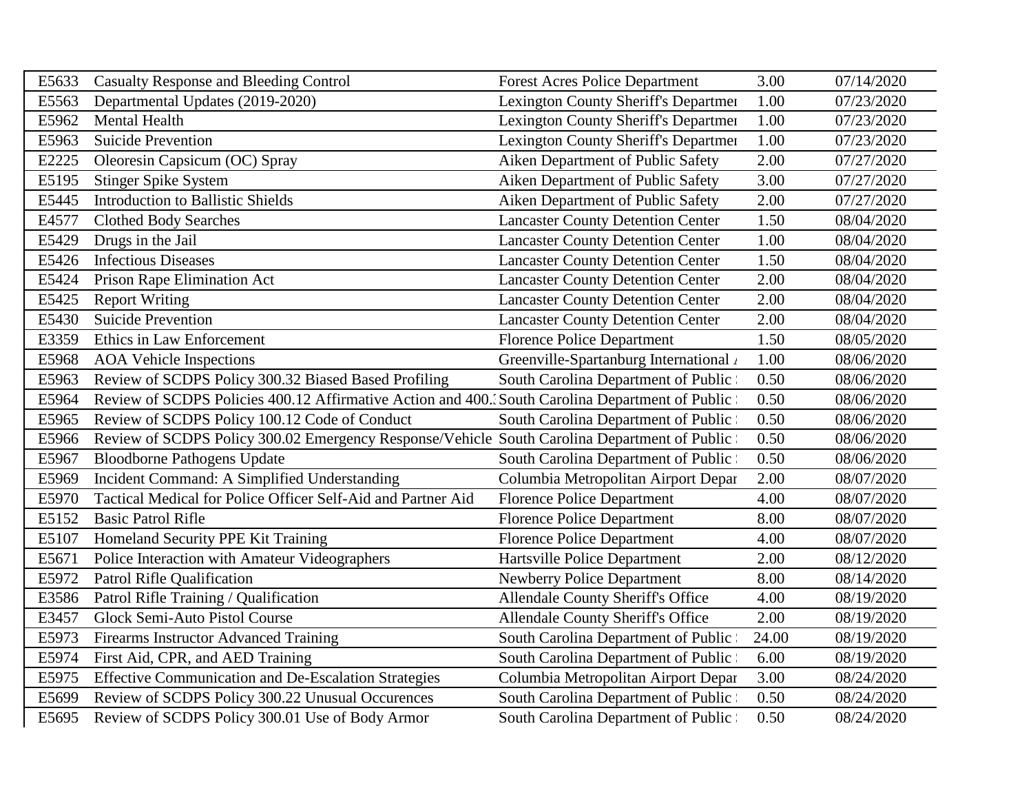| | | | | |
|---|---|---|---|---|
| E5633 | Casualty Response and Bleeding Control | Forest Acres Police Department | 3.00 | 07/14/2020 |
| E5563 | Departmental Updates (2019-2020) | Lexington County Sheriff's Departmen | 1.00 | 07/23/2020 |
| E5962 | Mental Health | Lexington County Sheriff's Departmen | 1.00 | 07/23/2020 |
| E5963 | Suicide Prevention | Lexington County Sheriff's Departmen | 1.00 | 07/23/2020 |
| E2225 | Oleoresin Capsicum (OC) Spray | Aiken Department of Public Safety | 2.00 | 07/27/2020 |
| E5195 | Stinger Spike System | Aiken Department of Public Safety | 3.00 | 07/27/2020 |
| E5445 | Introduction to Ballistic Shields | Aiken Department of Public Safety | 2.00 | 07/27/2020 |
| E4577 | Clothed Body Searches | Lancaster County Detention Center | 1.50 | 08/04/2020 |
| E5429 | Drugs in the Jail | Lancaster County Detention Center | 1.00 | 08/04/2020 |
| E5426 | Infectious Diseases | Lancaster County Detention Center | 1.50 | 08/04/2020 |
| E5424 | Prison Rape Elimination Act | Lancaster County Detention Center | 2.00 | 08/04/2020 |
| E5425 | Report Writing | Lancaster County Detention Center | 2.00 | 08/04/2020 |
| E5430 | Suicide Prevention | Lancaster County Detention Center | 2.00 | 08/04/2020 |
| E3359 | Ethics in Law Enforcement | Florence Police Department | 1.50 | 08/05/2020 |
| E5968 | AOA Vehicle Inspections | Greenville-Spartanburg International | 1.00 | 08/06/2020 |
| E5963 | Review of SCDPS Policy 300.32 Biased Based Profiling | South Carolina Department of Public | 0.50 | 08/06/2020 |
| E5964 | Review of SCDPS Policies 400.12 Affirmative Action and 400. | South Carolina Department of Public | 0.50 | 08/06/2020 |
| E5965 | Review of SCDPS Policy 100.12 Code of Conduct | South Carolina Department of Public | 0.50 | 08/06/2020 |
| E5966 | Review of SCDPS Policy 300.02 Emergency Response/Vehicle | South Carolina Department of Public | 0.50 | 08/06/2020 |
| E5967 | Bloodborne Pathogens Update | South Carolina Department of Public | 0.50 | 08/06/2020 |
| E5969 | Incident Command: A Simplified Understanding | Columbia Metropolitan Airport Depar | 2.00 | 08/07/2020 |
| E5970 | Tactical Medical for Police Officer Self-Aid and Partner Aid | Florence Police Department | 4.00 | 08/07/2020 |
| E5152 | Basic Patrol Rifle | Florence Police Department | 8.00 | 08/07/2020 |
| E5107 | Homeland Security PPE Kit Training | Florence Police Department | 4.00 | 08/07/2020 |
| E5671 | Police Interaction with Amateur Videographers | Hartsville Police Department | 2.00 | 08/12/2020 |
| E5972 | Patrol Rifle Qualification | Newberry Police Department | 8.00 | 08/14/2020 |
| E3586 | Patrol Rifle Training / Qualification | Allendale County Sheriff's Office | 4.00 | 08/19/2020 |
| E3457 | Glock Semi-Auto Pistol Course | Allendale County Sheriff's Office | 2.00 | 08/19/2020 |
| E5973 | Firearms Instructor Advanced Training | South Carolina Department of Public | 24.00 | 08/19/2020 |
| E5974 | First Aid, CPR, and AED Training | South Carolina Department of Public | 6.00 | 08/19/2020 |
| E5975 | Effective Communication and De-Escalation Strategies | Columbia Metropolitan Airport Depar | 3.00 | 08/24/2020 |
| E5699 | Review of SCDPS Policy 300.22 Unusual Occurences | South Carolina Department of Public | 0.50 | 08/24/2020 |
| E5695 | Review of SCDPS Policy 300.01 Use of Body Armor | South Carolina Department of Public | 0.50 | 08/24/2020 |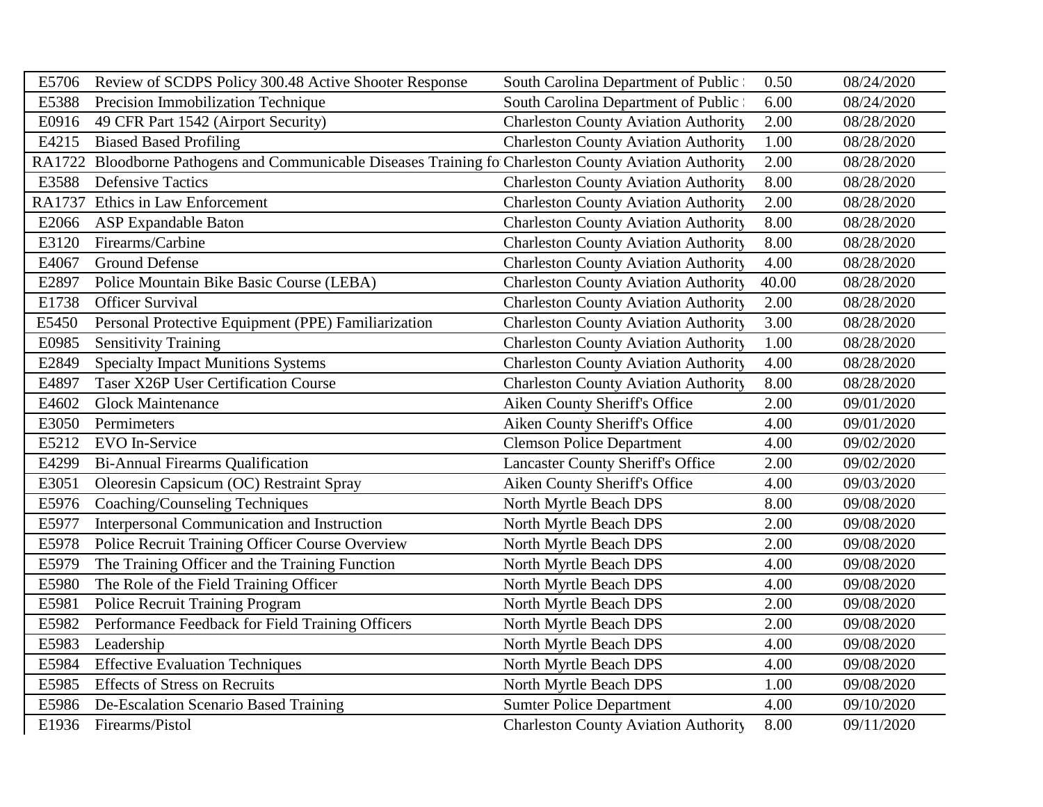| | | | | |
|---|---|---|---|---|
| E5706 | Review of SCDPS Policy 300.48 Active Shooter Response | South Carolina Department of Public | 0.50 | 08/24/2020 |
| E5388 | Precision Immobilization Technique | South Carolina Department of Public | 6.00 | 08/24/2020 |
| E0916 | 49 CFR Part 1542 (Airport Security) | Charleston County Aviation Authority | 2.00 | 08/28/2020 |
| E4215 | Biased Based Profiling | Charleston County Aviation Authority | 1.00 | 08/28/2020 |
| RA1722 | Bloodborne Pathogens and Communicable Diseases Training fo | Charleston County Aviation Authority | 2.00 | 08/28/2020 |
| E3588 | Defensive Tactics | Charleston County Aviation Authority | 8.00 | 08/28/2020 |
| RA1737 | Ethics in Law Enforcement | Charleston County Aviation Authority | 2.00 | 08/28/2020 |
| E2066 | ASP Expandable Baton | Charleston County Aviation Authority | 8.00 | 08/28/2020 |
| E3120 | Firearms/Carbine | Charleston County Aviation Authority | 8.00 | 08/28/2020 |
| E4067 | Ground Defense | Charleston County Aviation Authority | 4.00 | 08/28/2020 |
| E2897 | Police Mountain Bike Basic Course (LEBA) | Charleston County Aviation Authority | 40.00 | 08/28/2020 |
| E1738 | Officer Survival | Charleston County Aviation Authority | 2.00 | 08/28/2020 |
| E5450 | Personal Protective Equipment (PPE) Familiarization | Charleston County Aviation Authority | 3.00 | 08/28/2020 |
| E0985 | Sensitivity Training | Charleston County Aviation Authority | 1.00 | 08/28/2020 |
| E2849 | Specialty Impact Munitions Systems | Charleston County Aviation Authority | 4.00 | 08/28/2020 |
| E4897 | Taser X26P User Certification Course | Charleston County Aviation Authority | 8.00 | 08/28/2020 |
| E4602 | Glock Maintenance | Aiken County Sheriff's Office | 2.00 | 09/01/2020 |
| E3050 | Permimeters | Aiken County Sheriff's Office | 4.00 | 09/01/2020 |
| E5212 | EVO In-Service | Clemson Police Department | 4.00 | 09/02/2020 |
| E4299 | Bi-Annual Firearms Qualification | Lancaster County Sheriff's Office | 2.00 | 09/02/2020 |
| E3051 | Oleoresin Capsicum (OC) Restraint Spray | Aiken County Sheriff's Office | 4.00 | 09/03/2020 |
| E5976 | Coaching/Counseling Techniques | North Myrtle Beach DPS | 8.00 | 09/08/2020 |
| E5977 | Interpersonal Communication and Instruction | North Myrtle Beach DPS | 2.00 | 09/08/2020 |
| E5978 | Police Recruit Training Officer Course Overview | North Myrtle Beach DPS | 2.00 | 09/08/2020 |
| E5979 | The Training Officer and the Training Function | North Myrtle Beach DPS | 4.00 | 09/08/2020 |
| E5980 | The Role of the Field Training Officer | North Myrtle Beach DPS | 4.00 | 09/08/2020 |
| E5981 | Police Recruit Training Program | North Myrtle Beach DPS | 2.00 | 09/08/2020 |
| E5982 | Performance Feedback for Field Training Officers | North Myrtle Beach DPS | 2.00 | 09/08/2020 |
| E5983 | Leadership | North Myrtle Beach DPS | 4.00 | 09/08/2020 |
| E5984 | Effective Evaluation Techniques | North Myrtle Beach DPS | 4.00 | 09/08/2020 |
| E5985 | Effects of Stress on Recruits | North Myrtle Beach DPS | 1.00 | 09/08/2020 |
| E5986 | De-Escalation Scenario Based Training | Sumter Police Department | 4.00 | 09/10/2020 |
| E1936 | Firearms/Pistol | Charleston County Aviation Authority | 8.00 | 09/11/2020 |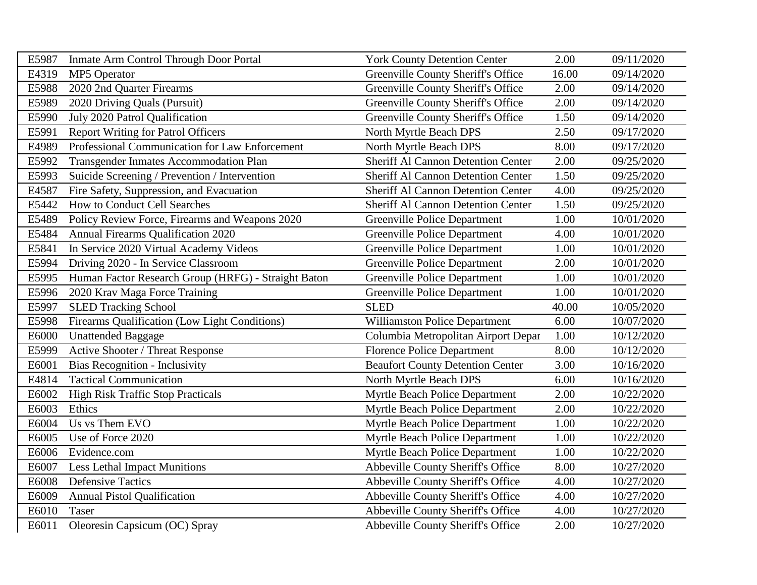| | | | | |
|---|---|---|---|---|
| E5987 | Inmate Arm Control Through Door Portal | York County Detention Center | 2.00 | 09/11/2020 |
| E4319 | MP5 Operator | Greenville County Sheriff's Office | 16.00 | 09/14/2020 |
| E5988 | 2020 2nd Quarter Firearms | Greenville County Sheriff's Office | 2.00 | 09/14/2020 |
| E5989 | 2020 Driving Quals (Pursuit) | Greenville County Sheriff's Office | 2.00 | 09/14/2020 |
| E5990 | July 2020 Patrol Qualification | Greenville County Sheriff's Office | 1.50 | 09/14/2020 |
| E5991 | Report Writing for Patrol Officers | North Myrtle Beach DPS | 2.50 | 09/17/2020 |
| E4989 | Professional Communication for Law Enforcement | North Myrtle Beach DPS | 8.00 | 09/17/2020 |
| E5992 | Transgender Inmates Accommodation Plan | Sheriff Al Cannon Detention Center | 2.00 | 09/25/2020 |
| E5993 | Suicide Screening / Prevention / Intervention | Sheriff Al Cannon Detention Center | 1.50 | 09/25/2020 |
| E4587 | Fire Safety, Suppression, and Evacuation | Sheriff Al Cannon Detention Center | 4.00 | 09/25/2020 |
| E5442 | How to Conduct Cell Searches | Sheriff Al Cannon Detention Center | 1.50 | 09/25/2020 |
| E5489 | Policy Review Force, Firearms and Weapons 2020 | Greenville Police Department | 1.00 | 10/01/2020 |
| E5484 | Annual Firearms Qualification 2020 | Greenville Police Department | 4.00 | 10/01/2020 |
| E5841 | In Service 2020 Virtual Academy Videos | Greenville Police Department | 1.00 | 10/01/2020 |
| E5994 | Driving 2020 - In Service Classroom | Greenville Police Department | 2.00 | 10/01/2020 |
| E5995 | Human Factor Research Group (HRFG) - Straight Baton | Greenville Police Department | 1.00 | 10/01/2020 |
| E5996 | 2020 Krav Maga Force Training | Greenville Police Department | 1.00 | 10/01/2020 |
| E5997 | SLED Tracking School | SLED | 40.00 | 10/05/2020 |
| E5998 | Firearms Qualification (Low Light Conditions) | Williamston Police Department | 6.00 | 10/07/2020 |
| E6000 | Unattended Baggage | Columbia Metropolitan Airport Depar | 1.00 | 10/12/2020 |
| E5999 | Active Shooter / Threat Response | Florence Police Department | 8.00 | 10/12/2020 |
| E6001 | Bias Recognition - Inclusivity | Beaufort County Detention Center | 3.00 | 10/16/2020 |
| E4814 | Tactical Communication | North Myrtle Beach DPS | 6.00 | 10/16/2020 |
| E6002 | High Risk Traffic Stop Practicals | Myrtle Beach Police Department | 2.00 | 10/22/2020 |
| E6003 | Ethics | Myrtle Beach Police Department | 2.00 | 10/22/2020 |
| E6004 | Us vs Them EVO | Myrtle Beach Police Department | 1.00 | 10/22/2020 |
| E6005 | Use of Force 2020 | Myrtle Beach Police Department | 1.00 | 10/22/2020 |
| E6006 | Evidence.com | Myrtle Beach Police Department | 1.00 | 10/22/2020 |
| E6007 | Less Lethal Impact Munitions | Abbeville County Sheriff's Office | 8.00 | 10/27/2020 |
| E6008 | Defensive Tactics | Abbeville County Sheriff's Office | 4.00 | 10/27/2020 |
| E6009 | Annual Pistol Qualification | Abbeville County Sheriff's Office | 4.00 | 10/27/2020 |
| E6010 | Taser | Abbeville County Sheriff's Office | 4.00 | 10/27/2020 |
| E6011 | Oleoresin Capsicum (OC) Spray | Abbeville County Sheriff's Office | 2.00 | 10/27/2020 |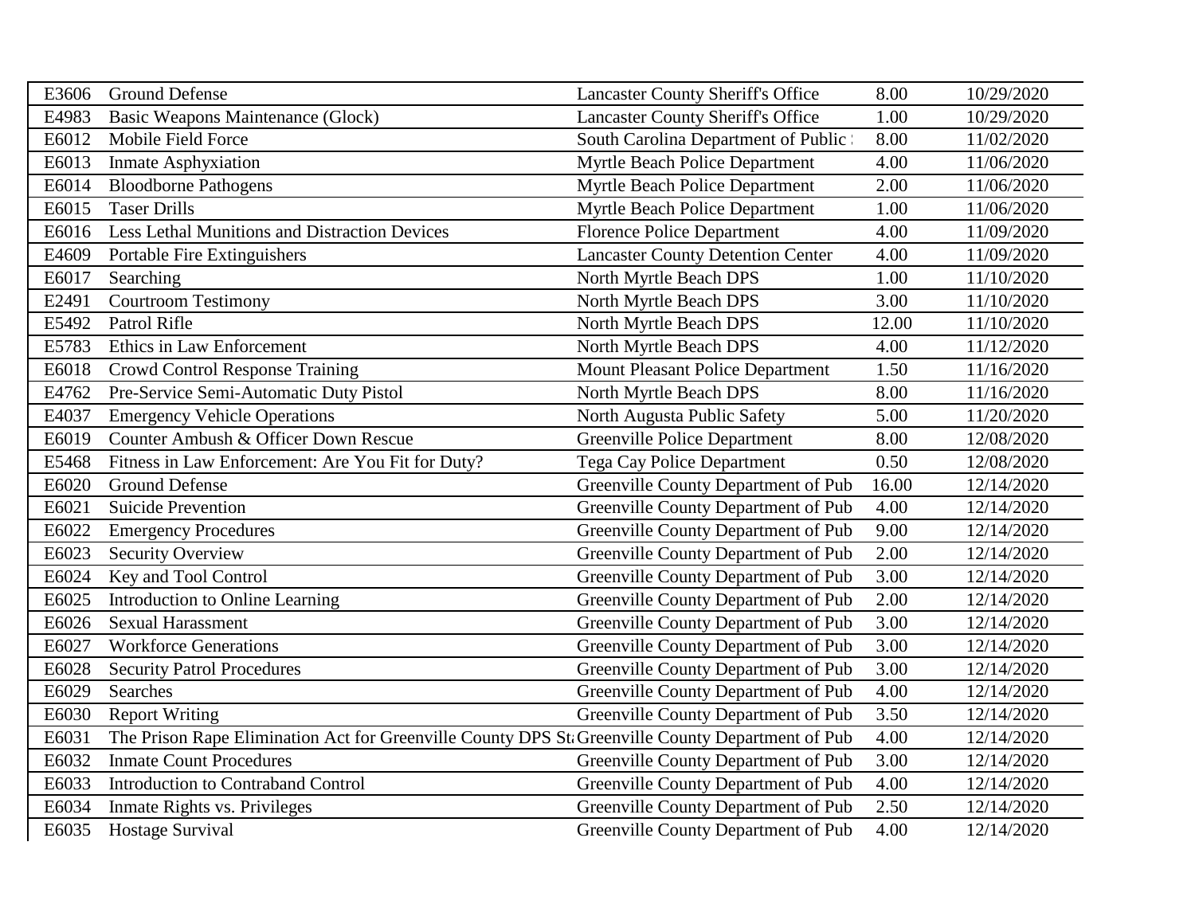| | | | | |
|---|---|---|---|---|
| E3606 | Ground Defense | Lancaster County Sheriff's Office | 8.00 | 10/29/2020 |
| E4983 | Basic Weapons Maintenance (Glock) | Lancaster County Sheriff's Office | 1.00 | 10/29/2020 |
| E6012 | Mobile Field Force | South Carolina Department of Public | 8.00 | 11/02/2020 |
| E6013 | Inmate Asphyxiation | Myrtle Beach Police Department | 4.00 | 11/06/2020 |
| E6014 | Bloodborne Pathogens | Myrtle Beach Police Department | 2.00 | 11/06/2020 |
| E6015 | Taser Drills | Myrtle Beach Police Department | 1.00 | 11/06/2020 |
| E6016 | Less Lethal Munitions and Distraction Devices | Florence Police Department | 4.00 | 11/09/2020 |
| E4609 | Portable Fire Extinguishers | Lancaster County Detention Center | 4.00 | 11/09/2020 |
| E6017 | Searching | North Myrtle Beach DPS | 1.00 | 11/10/2020 |
| E2491 | Courtroom Testimony | North Myrtle Beach DPS | 3.00 | 11/10/2020 |
| E5492 | Patrol Rifle | North Myrtle Beach DPS | 12.00 | 11/10/2020 |
| E5783 | Ethics in Law Enforcement | North Myrtle Beach DPS | 4.00 | 11/12/2020 |
| E6018 | Crowd Control Response Training | Mount Pleasant Police Department | 1.50 | 11/16/2020 |
| E4762 | Pre-Service Semi-Automatic Duty Pistol | North Myrtle Beach DPS | 8.00 | 11/16/2020 |
| E4037 | Emergency Vehicle Operations | North Augusta Public Safety | 5.00 | 11/20/2020 |
| E6019 | Counter Ambush & Officer Down Rescue | Greenville Police Department | 8.00 | 12/08/2020 |
| E5468 | Fitness in Law Enforcement: Are You Fit for Duty? | Tega Cay Police Department | 0.50 | 12/08/2020 |
| E6020 | Ground Defense | Greenville County Department of Pub | 16.00 | 12/14/2020 |
| E6021 | Suicide Prevention | Greenville County Department of Pub | 4.00 | 12/14/2020 |
| E6022 | Emergency Procedures | Greenville County Department of Pub | 9.00 | 12/14/2020 |
| E6023 | Security Overview | Greenville County Department of Pub | 2.00 | 12/14/2020 |
| E6024 | Key and Tool Control | Greenville County Department of Pub | 3.00 | 12/14/2020 |
| E6025 | Introduction to Online Learning | Greenville County Department of Pub | 2.00 | 12/14/2020 |
| E6026 | Sexual Harassment | Greenville County Department of Pub | 3.00 | 12/14/2020 |
| E6027 | Workforce Generations | Greenville County Department of Pub | 3.00 | 12/14/2020 |
| E6028 | Security Patrol Procedures | Greenville County Department of Pub | 3.00 | 12/14/2020 |
| E6029 | Searches | Greenville County Department of Pub | 4.00 | 12/14/2020 |
| E6030 | Report Writing | Greenville County Department of Pub | 3.50 | 12/14/2020 |
| E6031 | The Prison Rape Elimination Act for Greenville County DPS St | Greenville County Department of Pub | 4.00 | 12/14/2020 |
| E6032 | Inmate Count Procedures | Greenville County Department of Pub | 3.00 | 12/14/2020 |
| E6033 | Introduction to Contraband Control | Greenville County Department of Pub | 4.00 | 12/14/2020 |
| E6034 | Inmate Rights vs. Privileges | Greenville County Department of Pub | 2.50 | 12/14/2020 |
| E6035 | Hostage Survival | Greenville County Department of Pub | 4.00 | 12/14/2020 |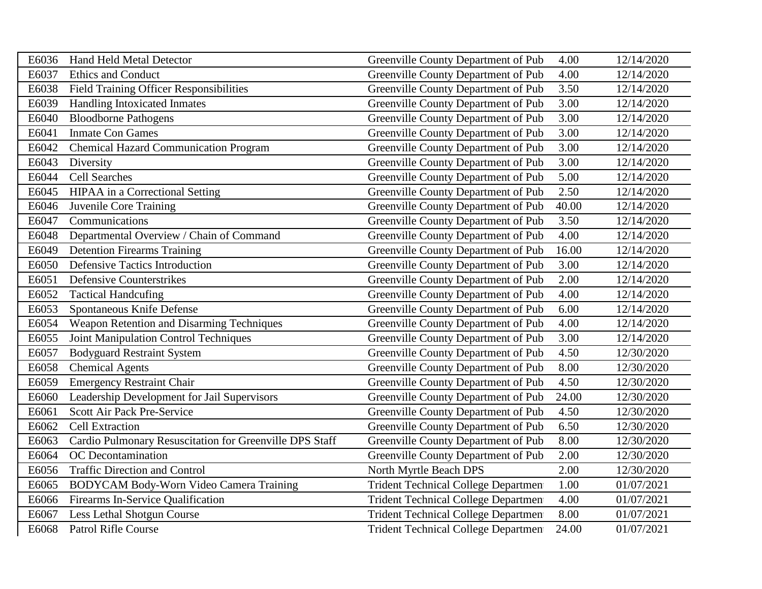| | | | | |
|---|---|---|---|---|
| E6036 | Hand Held Metal Detector | Greenville County Department of Pub | 4.00 | 12/14/2020 |
| E6037 | Ethics and Conduct | Greenville County Department of Pub | 4.00 | 12/14/2020 |
| E6038 | Field Training Officer Responsibilities | Greenville County Department of Pub | 3.50 | 12/14/2020 |
| E6039 | Handling Intoxicated Inmates | Greenville County Department of Pub | 3.00 | 12/14/2020 |
| E6040 | Bloodborne Pathogens | Greenville County Department of Pub | 3.00 | 12/14/2020 |
| E6041 | Inmate Con Games | Greenville County Department of Pub | 3.00 | 12/14/2020 |
| E6042 | Chemical Hazard Communication Program | Greenville County Department of Pub | 3.00 | 12/14/2020 |
| E6043 | Diversity | Greenville County Department of Pub | 3.00 | 12/14/2020 |
| E6044 | Cell Searches | Greenville County Department of Pub | 5.00 | 12/14/2020 |
| E6045 | HIPAA in a Correctional Setting | Greenville County Department of Pub | 2.50 | 12/14/2020 |
| E6046 | Juvenile Core Training | Greenville County Department of Pub | 40.00 | 12/14/2020 |
| E6047 | Communications | Greenville County Department of Pub | 3.50 | 12/14/2020 |
| E6048 | Departmental Overview / Chain of Command | Greenville County Department of Pub | 4.00 | 12/14/2020 |
| E6049 | Detention Firearms Training | Greenville County Department of Pub | 16.00 | 12/14/2020 |
| E6050 | Defensive Tactics Introduction | Greenville County Department of Pub | 3.00 | 12/14/2020 |
| E6051 | Defensive Counterstrikes | Greenville County Department of Pub | 2.00 | 12/14/2020 |
| E6052 | Tactical Handcufing | Greenville County Department of Pub | 4.00 | 12/14/2020 |
| E6053 | Spontaneous Knife Defense | Greenville County Department of Pub | 6.00 | 12/14/2020 |
| E6054 | Weapon Retention and Disarming Techniques | Greenville County Department of Pub | 4.00 | 12/14/2020 |
| E6055 | Joint Manipulation Control Techniques | Greenville County Department of Pub | 3.00 | 12/14/2020 |
| E6057 | Bodyguard Restraint System | Greenville County Department of Pub | 4.50 | 12/30/2020 |
| E6058 | Chemical Agents | Greenville County Department of Pub | 8.00 | 12/30/2020 |
| E6059 | Emergency Restraint Chair | Greenville County Department of Pub | 4.50 | 12/30/2020 |
| E6060 | Leadership Development for Jail Supervisors | Greenville County Department of Pub | 24.00 | 12/30/2020 |
| E6061 | Scott Air Pack Pre-Service | Greenville County Department of Pub | 4.50 | 12/30/2020 |
| E6062 | Cell Extraction | Greenville County Department of Pub | 6.50 | 12/30/2020 |
| E6063 | Cardio Pulmonary Resuscitation for Greenville DPS Staff | Greenville County Department of Pub | 8.00 | 12/30/2020 |
| E6064 | OC Decontamination | Greenville County Department of Pub | 2.00 | 12/30/2020 |
| E6056 | Traffic Direction and Control | North Myrtle Beach DPS | 2.00 | 12/30/2020 |
| E6065 | BODYCAM Body-Worn Video Camera Training | Trident Technical College Departmen | 1.00 | 01/07/2021 |
| E6066 | Firearms In-Service Qualification | Trident Technical College Departmen | 4.00 | 01/07/2021 |
| E6067 | Less Lethal Shotgun Course | Trident Technical College Departmen | 8.00 | 01/07/2021 |
| E6068 | Patrol Rifle Course | Trident Technical College Departmen | 24.00 | 01/07/2021 |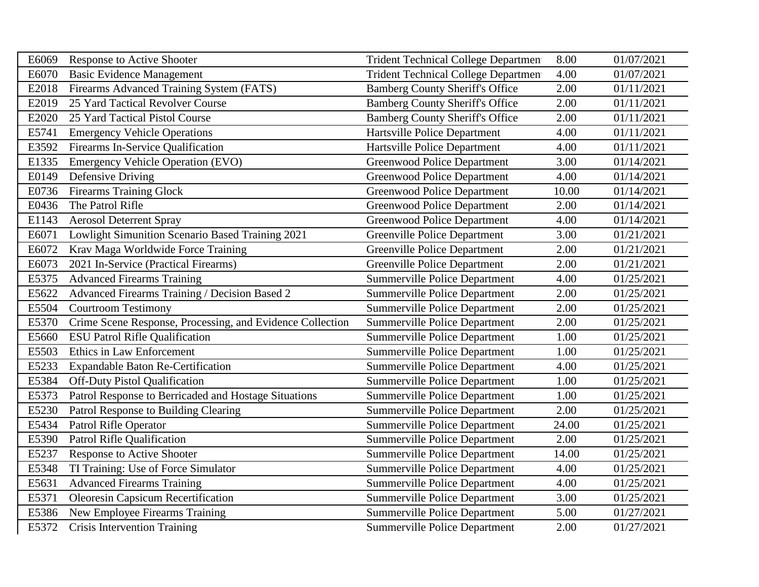| | | | | |
|---|---|---|---|---|
| E6069 | Response to Active Shooter | Trident Technical College Departmen | 8.00 | 01/07/2021 |
| E6070 | Basic Evidence Management | Trident Technical College Departmen | 4.00 | 01/07/2021 |
| E2018 | Firearms Advanced Training System (FATS) | Bamberg County Sheriff's Office | 2.00 | 01/11/2021 |
| E2019 | 25 Yard Tactical Revolver Course | Bamberg County Sheriff's Office | 2.00 | 01/11/2021 |
| E2020 | 25 Yard Tactical Pistol Course | Bamberg County Sheriff's Office | 2.00 | 01/11/2021 |
| E5741 | Emergency Vehicle Operations | Hartsville Police Department | 4.00 | 01/11/2021 |
| E3592 | Firearms In-Service Qualification | Hartsville Police Department | 4.00 | 01/11/2021 |
| E1335 | Emergency Vehicle Operation (EVO) | Greenwood Police Department | 3.00 | 01/14/2021 |
| E0149 | Defensive Driving | Greenwood Police Department | 4.00 | 01/14/2021 |
| E0736 | Firearms Training Glock | Greenwood Police Department | 10.00 | 01/14/2021 |
| E0436 | The Patrol Rifle | Greenwood Police Department | 2.00 | 01/14/2021 |
| E1143 | Aerosol Deterrent Spray | Greenwood Police Department | 4.00 | 01/14/2021 |
| E6071 | Lowlight Simunition Scenario Based Training 2021 | Greenville Police Department | 3.00 | 01/21/2021 |
| E6072 | Krav Maga Worldwide Force Training | Greenville Police Department | 2.00 | 01/21/2021 |
| E6073 | 2021 In-Service (Practical Firearms) | Greenville Police Department | 2.00 | 01/21/2021 |
| E5375 | Advanced Firearms Training | Summerville Police Department | 4.00 | 01/25/2021 |
| E5622 | Advanced Firearms Training / Decision Based 2 | Summerville Police Department | 2.00 | 01/25/2021 |
| E5504 | Courtroom Testimony | Summerville Police Department | 2.00 | 01/25/2021 |
| E5370 | Crime Scene Response, Processing, and Evidence Collection | Summerville Police Department | 2.00 | 01/25/2021 |
| E5660 | ESU Patrol Rifle Qualification | Summerville Police Department | 1.00 | 01/25/2021 |
| E5503 | Ethics in Law Enforcement | Summerville Police Department | 1.00 | 01/25/2021 |
| E5233 | Expandable Baton Re-Certification | Summerville Police Department | 4.00 | 01/25/2021 |
| E5384 | Off-Duty Pistol Qualification | Summerville Police Department | 1.00 | 01/25/2021 |
| E5373 | Patrol Response to Berricaded and Hostage Situations | Summerville Police Department | 1.00 | 01/25/2021 |
| E5230 | Patrol Response to Building Clearing | Summerville Police Department | 2.00 | 01/25/2021 |
| E5434 | Patrol Rifle Operator | Summerville Police Department | 24.00 | 01/25/2021 |
| E5390 | Patrol Rifle Qualification | Summerville Police Department | 2.00 | 01/25/2021 |
| E5237 | Response to Active Shooter | Summerville Police Department | 14.00 | 01/25/2021 |
| E5348 | TI Training: Use of Force Simulator | Summerville Police Department | 4.00 | 01/25/2021 |
| E5631 | Advanced Firearms Training | Summerville Police Department | 4.00 | 01/25/2021 |
| E5371 | Oleoresin Capsicum Recertification | Summerville Police Department | 3.00 | 01/25/2021 |
| E5386 | New Employee Firearms Training | Summerville Police Department | 5.00 | 01/27/2021 |
| E5372 | Crisis Intervention Training | Summerville Police Department | 2.00 | 01/27/2021 |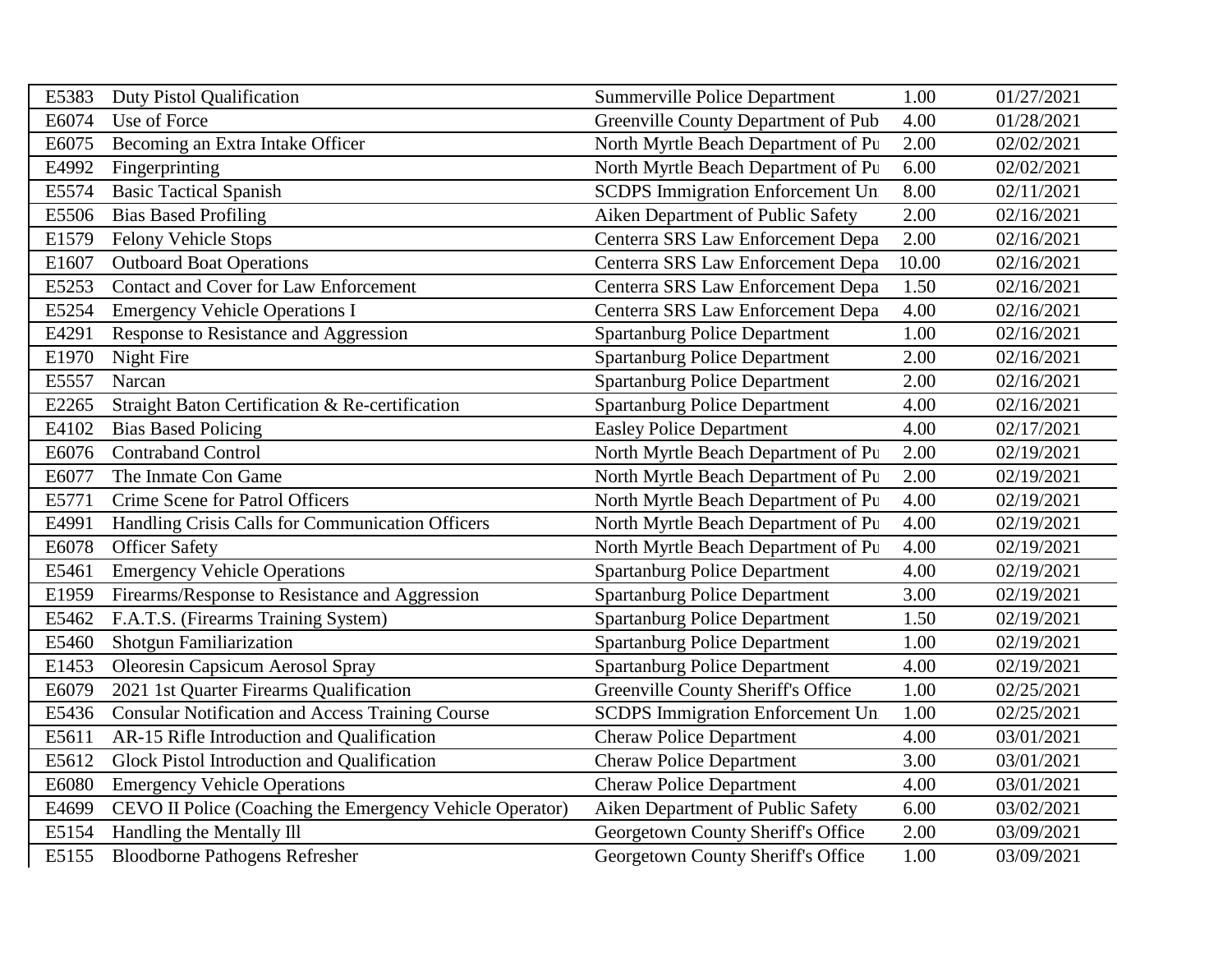| | | | | |
|---|---|---|---|---|
| E5383 | Duty Pistol Qualification | Summerville Police Department | 1.00 | 01/27/2021 |
| E6074 | Use of Force | Greenville County Department of Pub | 4.00 | 01/28/2021 |
| E6075 | Becoming an Extra Intake Officer | North Myrtle Beach Department of Pu | 2.00 | 02/02/2021 |
| E4992 | Fingerprinting | North Myrtle Beach Department of Pu | 6.00 | 02/02/2021 |
| E5574 | Basic Tactical Spanish | SCDPS Immigration Enforcement Un | 8.00 | 02/11/2021 |
| E5506 | Bias Based Profiling | Aiken Department of Public Safety | 2.00 | 02/16/2021 |
| E1579 | Felony Vehicle Stops | Centerra SRS Law Enforcement Depa | 2.00 | 02/16/2021 |
| E1607 | Outboard Boat Operations | Centerra SRS Law Enforcement Depa | 10.00 | 02/16/2021 |
| E5253 | Contact and Cover for Law Enforcement | Centerra SRS Law Enforcement Depa | 1.50 | 02/16/2021 |
| E5254 | Emergency Vehicle Operations I | Centerra SRS Law Enforcement Depa | 4.00 | 02/16/2021 |
| E4291 | Response to Resistance and Aggression | Spartanburg Police Department | 1.00 | 02/16/2021 |
| E1970 | Night Fire | Spartanburg Police Department | 2.00 | 02/16/2021 |
| E5557 | Narcan | Spartanburg Police Department | 2.00 | 02/16/2021 |
| E2265 | Straight Baton Certification & Re-certification | Spartanburg Police Department | 4.00 | 02/16/2021 |
| E4102 | Bias Based Policing | Easley Police Department | 4.00 | 02/17/2021 |
| E6076 | Contraband Control | North Myrtle Beach Department of Pu | 2.00 | 02/19/2021 |
| E6077 | The Inmate Con Game | North Myrtle Beach Department of Pu | 2.00 | 02/19/2021 |
| E5771 | Crime Scene for Patrol Officers | North Myrtle Beach Department of Pu | 4.00 | 02/19/2021 |
| E4991 | Handling Crisis Calls for Communication Officers | North Myrtle Beach Department of Pu | 4.00 | 02/19/2021 |
| E6078 | Officer Safety | North Myrtle Beach Department of Pu | 4.00 | 02/19/2021 |
| E5461 | Emergency Vehicle Operations | Spartanburg Police Department | 4.00 | 02/19/2021 |
| E1959 | Firearms/Response to Resistance and Aggression | Spartanburg Police Department | 3.00 | 02/19/2021 |
| E5462 | F.A.T.S. (Firearms Training System) | Spartanburg Police Department | 1.50 | 02/19/2021 |
| E5460 | Shotgun Familiarization | Spartanburg Police Department | 1.00 | 02/19/2021 |
| E1453 | Oleoresin Capsicum Aerosol Spray | Spartanburg Police Department | 4.00 | 02/19/2021 |
| E6079 | 2021 1st Quarter Firearms Qualification | Greenville County Sheriff's Office | 1.00 | 02/25/2021 |
| E5436 | Consular Notification and Access Training Course | SCDPS Immigration Enforcement Un | 1.00 | 02/25/2021 |
| E5611 | AR-15 Rifle Introduction and Qualification | Cheraw Police Department | 4.00 | 03/01/2021 |
| E5612 | Glock Pistol Introduction and Qualification | Cheraw Police Department | 3.00 | 03/01/2021 |
| E6080 | Emergency Vehicle Operations | Cheraw Police Department | 4.00 | 03/01/2021 |
| E4699 | CEVO II Police (Coaching the Emergency Vehicle Operator) | Aiken Department of Public Safety | 6.00 | 03/02/2021 |
| E5154 | Handling the Mentally Ill | Georgetown County Sheriff's Office | 2.00 | 03/09/2021 |
| E5155 | Bloodborne Pathogens Refresher | Georgetown County Sheriff's Office | 1.00 | 03/09/2021 |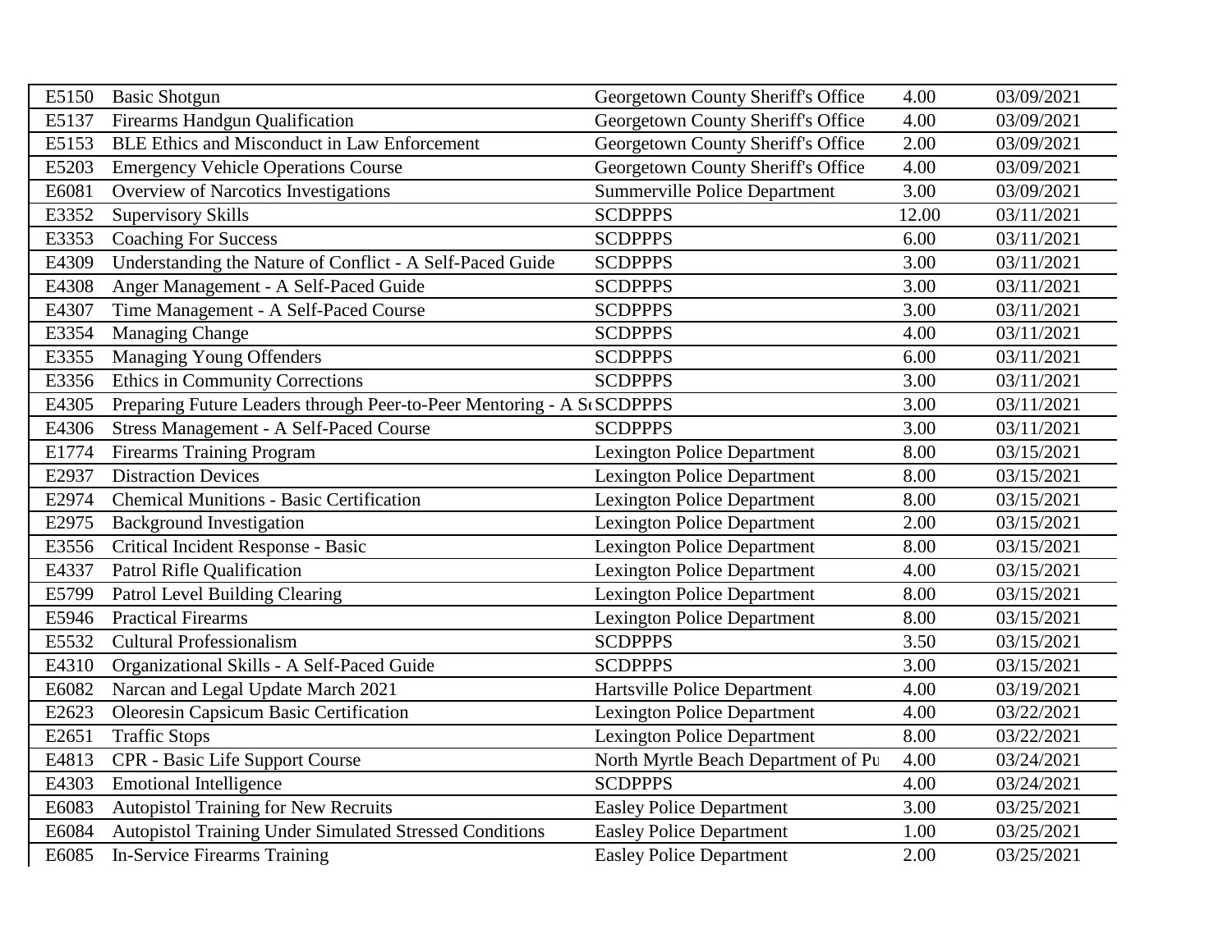| | | | | |
|---|---|---|---|---|
| E5150 | Basic Shotgun | Georgetown County Sheriff's Office | 4.00 | 03/09/2021 |
| E5137 | Firearms Handgun Qualification | Georgetown County Sheriff's Office | 4.00 | 03/09/2021 |
| E5153 | BLE Ethics and Misconduct in Law Enforcement | Georgetown County Sheriff's Office | 2.00 | 03/09/2021 |
| E5203 | Emergency Vehicle Operations Course | Georgetown County Sheriff's Office | 4.00 | 03/09/2021 |
| E6081 | Overview of Narcotics Investigations | Summerville Police Department | 3.00 | 03/09/2021 |
| E3352 | Supervisory Skills | SCDPPPS | 12.00 | 03/11/2021 |
| E3353 | Coaching For Success | SCDPPPS | 6.00 | 03/11/2021 |
| E4309 | Understanding the Nature of Conflict - A Self-Paced Guide | SCDPPPS | 3.00 | 03/11/2021 |
| E4308 | Anger Management - A Self-Paced Guide | SCDPPPS | 3.00 | 03/11/2021 |
| E4307 | Time Management - A Self-Paced Course | SCDPPPS | 3.00 | 03/11/2021 |
| E3354 | Managing Change | SCDPPPS | 4.00 | 03/11/2021 |
| E3355 | Managing Young Offenders | SCDPPPS | 6.00 | 03/11/2021 |
| E3356 | Ethics in Community Corrections | SCDPPPS | 3.00 | 03/11/2021 |
| E4305 | Preparing Future Leaders through Peer-to-Peer Mentoring - A S | SCDPPPS | 3.00 | 03/11/2021 |
| E4306 | Stress Management - A Self-Paced Course | SCDPPPS | 3.00 | 03/11/2021 |
| E1774 | Firearms Training Program | Lexington Police Department | 8.00 | 03/15/2021 |
| E2937 | Distraction Devices | Lexington Police Department | 8.00 | 03/15/2021 |
| E2974 | Chemical Munitions - Basic Certification | Lexington Police Department | 8.00 | 03/15/2021 |
| E2975 | Background Investigation | Lexington Police Department | 2.00 | 03/15/2021 |
| E3556 | Critical Incident Response - Basic | Lexington Police Department | 8.00 | 03/15/2021 |
| E4337 | Patrol Rifle Qualification | Lexington Police Department | 4.00 | 03/15/2021 |
| E5799 | Patrol Level Building Clearing | Lexington Police Department | 8.00 | 03/15/2021 |
| E5946 | Practical Firearms | Lexington Police Department | 8.00 | 03/15/2021 |
| E5532 | Cultural Professionalism | SCDPPPS | 3.50 | 03/15/2021 |
| E4310 | Organizational Skills - A Self-Paced Guide | SCDPPPS | 3.00 | 03/15/2021 |
| E6082 | Narcan and Legal Update March 2021 | Hartsville Police Department | 4.00 | 03/19/2021 |
| E2623 | Oleoresin Capsicum Basic Certification | Lexington Police Department | 4.00 | 03/22/2021 |
| E2651 | Traffic Stops | Lexington Police Department | 8.00 | 03/22/2021 |
| E4813 | CPR - Basic Life Support Course | North Myrtle Beach Department of Pu | 4.00 | 03/24/2021 |
| E4303 | Emotional Intelligence | SCDPPPS | 4.00 | 03/24/2021 |
| E6083 | Autopistol Training for New Recruits | Easley Police Department | 3.00 | 03/25/2021 |
| E6084 | Autopistol Training Under Simulated Stressed Conditions | Easley Police Department | 1.00 | 03/25/2021 |
| E6085 | In-Service Firearms Training | Easley Police Department | 2.00 | 03/25/2021 |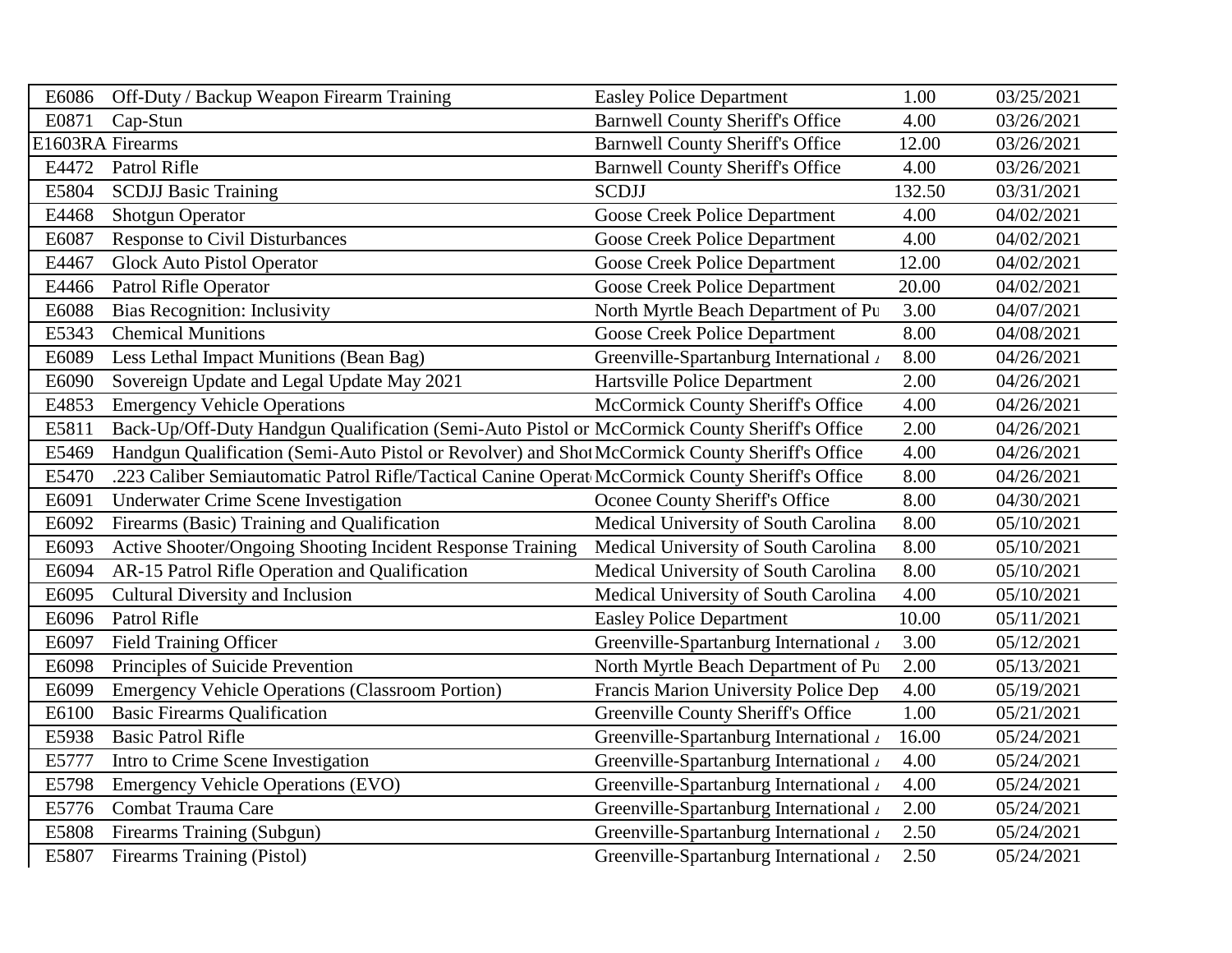| | | | | |
|---|---|---|---|---|
| E6086 | Off-Duty / Backup Weapon Firearm Training | Easley Police Department | 1.00 | 03/25/2021 |
| E0871 | Cap-Stun | Barnwell County Sheriff's Office | 4.00 | 03/26/2021 |
| E1603RA | Firearms | Barnwell County Sheriff's Office | 12.00 | 03/26/2021 |
| E4472 | Patrol Rifle | Barnwell County Sheriff's Office | 4.00 | 03/26/2021 |
| E5804 | SCDJJ Basic Training | SCDJJ | 132.50 | 03/31/2021 |
| E4468 | Shotgun Operator | Goose Creek Police Department | 4.00 | 04/02/2021 |
| E6087 | Response to Civil Disturbances | Goose Creek Police Department | 4.00 | 04/02/2021 |
| E4467 | Glock Auto Pistol Operator | Goose Creek Police Department | 12.00 | 04/02/2021 |
| E4466 | Patrol Rifle Operator | Goose Creek Police Department | 20.00 | 04/02/2021 |
| E6088 | Bias Recognition: Inclusivity | North Myrtle Beach Department of Pu | 3.00 | 04/07/2021 |
| E5343 | Chemical Munitions | Goose Creek Police Department | 8.00 | 04/08/2021 |
| E6089 | Less Lethal Impact Munitions (Bean Bag) | Greenville-Spartanburg International / | 8.00 | 04/26/2021 |
| E6090 | Sovereign Update and Legal Update May 2021 | Hartsville Police Department | 2.00 | 04/26/2021 |
| E4853 | Emergency Vehicle Operations | McCormick County Sheriff's Office | 4.00 | 04/26/2021 |
| E5811 | Back-Up/Off-Duty Handgun Qualification (Semi-Auto Pistol or | McCormick County Sheriff's Office | 2.00 | 04/26/2021 |
| E5469 | Handgun Qualification (Semi-Auto Pistol or Revolver) and Shot | McCormick County Sheriff's Office | 4.00 | 04/26/2021 |
| E5470 | .223 Caliber Semiautomatic Patrol Rifle/Tactical Canine Operat | McCormick County Sheriff's Office | 8.00 | 04/26/2021 |
| E6091 | Underwater Crime Scene Investigation | Oconee County Sheriff's Office | 8.00 | 04/30/2021 |
| E6092 | Firearms (Basic) Training and Qualification | Medical University of South Carolina | 8.00 | 05/10/2021 |
| E6093 | Active Shooter/Ongoing Shooting Incident Response Training | Medical University of South Carolina | 8.00 | 05/10/2021 |
| E6094 | AR-15 Patrol Rifle Operation and Qualification | Medical University of South Carolina | 8.00 | 05/10/2021 |
| E6095 | Cultural Diversity and Inclusion | Medical University of South Carolina | 4.00 | 05/10/2021 |
| E6096 | Patrol Rifle | Easley Police Department | 10.00 | 05/11/2021 |
| E6097 | Field Training Officer | Greenville-Spartanburg International / | 3.00 | 05/12/2021 |
| E6098 | Principles of Suicide Prevention | North Myrtle Beach Department of Pu | 2.00 | 05/13/2021 |
| E6099 | Emergency Vehicle Operations (Classroom Portion) | Francis Marion University Police Dep | 4.00 | 05/19/2021 |
| E6100 | Basic Firearms Qualification | Greenville County Sheriff's Office | 1.00 | 05/21/2021 |
| E5938 | Basic Patrol Rifle | Greenville-Spartanburg International / | 16.00 | 05/24/2021 |
| E5777 | Intro to Crime Scene Investigation | Greenville-Spartanburg International / | 4.00 | 05/24/2021 |
| E5798 | Emergency Vehicle Operations (EVO) | Greenville-Spartanburg International / | 4.00 | 05/24/2021 |
| E5776 | Combat Trauma Care | Greenville-Spartanburg International / | 2.00 | 05/24/2021 |
| E5808 | Firearms Training (Subgun) | Greenville-Spartanburg International / | 2.50 | 05/24/2021 |
| E5807 | Firearms Training (Pistol) | Greenville-Spartanburg International / | 2.50 | 05/24/2021 |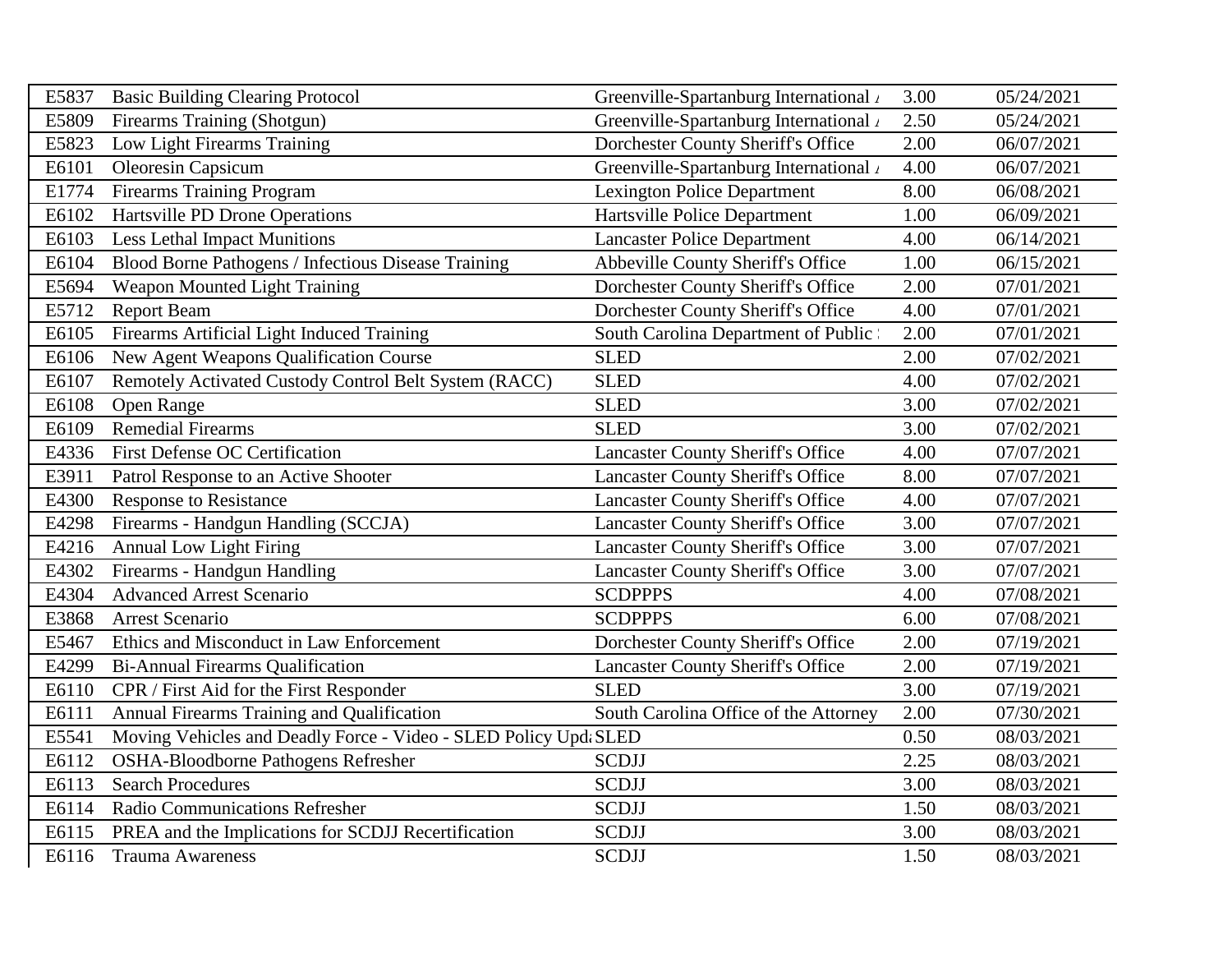| | | | | |
|---|---|---|---|---|
| E5837 | Basic Building Clearing Protocol | Greenville-Spartanburg International / | 3.00 | 05/24/2021 |
| E5809 | Firearms Training (Shotgun) | Greenville-Spartanburg International / | 2.50 | 05/24/2021 |
| E5823 | Low Light Firearms Training | Dorchester County Sheriff's Office | 2.00 | 06/07/2021 |
| E6101 | Oleoresin Capsicum | Greenville-Spartanburg International / | 4.00 | 06/07/2021 |
| E1774 | Firearms Training Program | Lexington Police Department | 8.00 | 06/08/2021 |
| E6102 | Hartsville PD Drone Operations | Hartsville Police Department | 1.00 | 06/09/2021 |
| E6103 | Less Lethal Impact Munitions | Lancaster Police Department | 4.00 | 06/14/2021 |
| E6104 | Blood Borne Pathogens / Infectious Disease Training | Abbeville County Sheriff's Office | 1.00 | 06/15/2021 |
| E5694 | Weapon Mounted Light Training | Dorchester County Sheriff's Office | 2.00 | 07/01/2021 |
| E5712 | Report Beam | Dorchester County Sheriff's Office | 4.00 | 07/01/2021 |
| E6105 | Firearms Artificial Light Induced Training | South Carolina Department of Public | 2.00 | 07/01/2021 |
| E6106 | New Agent Weapons Qualification Course | SLED | 2.00 | 07/02/2021 |
| E6107 | Remotely Activated Custody Control Belt System (RACC) | SLED | 4.00 | 07/02/2021 |
| E6108 | Open Range | SLED | 3.00 | 07/02/2021 |
| E6109 | Remedial Firearms | SLED | 3.00 | 07/02/2021 |
| E4336 | First Defense OC Certification | Lancaster County Sheriff's Office | 4.00 | 07/07/2021 |
| E3911 | Patrol Response to an Active Shooter | Lancaster County Sheriff's Office | 8.00 | 07/07/2021 |
| E4300 | Response to Resistance | Lancaster County Sheriff's Office | 4.00 | 07/07/2021 |
| E4298 | Firearms - Handgun Handling (SCCJA) | Lancaster County Sheriff's Office | 3.00 | 07/07/2021 |
| E4216 | Annual Low Light Firing | Lancaster County Sheriff's Office | 3.00 | 07/07/2021 |
| E4302 | Firearms - Handgun Handling | Lancaster County Sheriff's Office | 3.00 | 07/07/2021 |
| E4304 | Advanced Arrest Scenario | SCDPPPS | 4.00 | 07/08/2021 |
| E3868 | Arrest Scenario | SCDPPPS | 6.00 | 07/08/2021 |
| E5467 | Ethics and Misconduct in Law Enforcement | Dorchester County Sheriff's Office | 2.00 | 07/19/2021 |
| E4299 | Bi-Annual Firearms Qualification | Lancaster County Sheriff's Office | 2.00 | 07/19/2021 |
| E6110 | CPR / First Aid for the First Responder | SLED | 3.00 | 07/19/2021 |
| E6111 | Annual Firearms Training and Qualification | South Carolina Office of the Attorney | 2.00 | 07/30/2021 |
| E5541 | Moving Vehicles and Deadly Force - Video - SLED Policy Upd | SLED | 0.50 | 08/03/2021 |
| E6112 | OSHA-Bloodborne Pathogens Refresher | SCDJJ | 2.25 | 08/03/2021 |
| E6113 | Search Procedures | SCDJJ | 3.00 | 08/03/2021 |
| E6114 | Radio Communications Refresher | SCDJJ | 1.50 | 08/03/2021 |
| E6115 | PREA and the Implications for SCDJJ Recertification | SCDJJ | 3.00 | 08/03/2021 |
| E6116 | Trauma Awareness | SCDJJ | 1.50 | 08/03/2021 |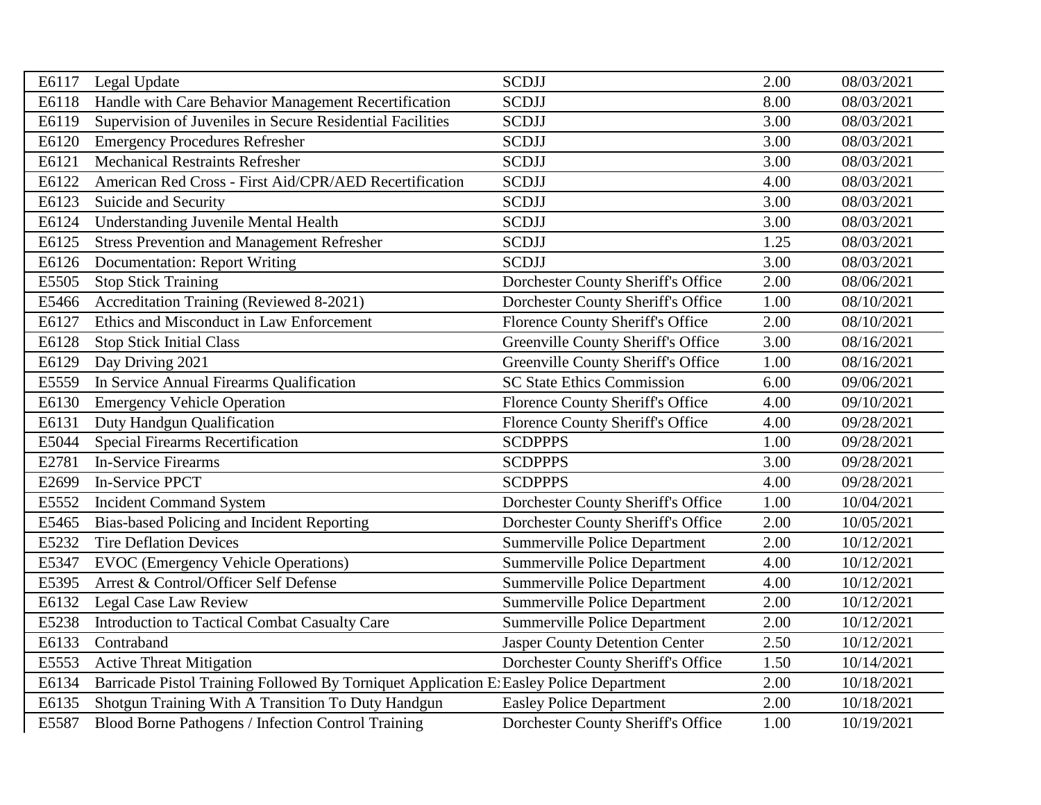| | | | | |
|---|---|---|---|---|
| E6117 | Legal Update | SCDJJ | 2.00 | 08/03/2021 |
| E6118 | Handle with Care Behavior Management Recertification | SCDJJ | 8.00 | 08/03/2021 |
| E6119 | Supervision of Juveniles in Secure Residential Facilities | SCDJJ | 3.00 | 08/03/2021 |
| E6120 | Emergency Procedures Refresher | SCDJJ | 3.00 | 08/03/2021 |
| E6121 | Mechanical Restraints Refresher | SCDJJ | 3.00 | 08/03/2021 |
| E6122 | American Red Cross - First Aid/CPR/AED Recertification | SCDJJ | 4.00 | 08/03/2021 |
| E6123 | Suicide and Security | SCDJJ | 3.00 | 08/03/2021 |
| E6124 | Understanding Juvenile Mental Health | SCDJJ | 3.00 | 08/03/2021 |
| E6125 | Stress Prevention and Management Refresher | SCDJJ | 1.25 | 08/03/2021 |
| E6126 | Documentation: Report Writing | SCDJJ | 3.00 | 08/03/2021 |
| E5505 | Stop Stick Training | Dorchester County Sheriff's Office | 2.00 | 08/06/2021 |
| E5466 | Accreditation Training (Reviewed 8-2021) | Dorchester County Sheriff's Office | 1.00 | 08/10/2021 |
| E6127 | Ethics and Misconduct in Law Enforcement | Florence County Sheriff's Office | 2.00 | 08/10/2021 |
| E6128 | Stop Stick Initial Class | Greenville County Sheriff's Office | 3.00 | 08/16/2021 |
| E6129 | Day Driving 2021 | Greenville County Sheriff's Office | 1.00 | 08/16/2021 |
| E5559 | In Service Annual Firearms Qualification | SC State Ethics Commission | 6.00 | 09/06/2021 |
| E6130 | Emergency Vehicle Operation | Florence County Sheriff's Office | 4.00 | 09/10/2021 |
| E6131 | Duty Handgun Qualification | Florence County Sheriff's Office | 4.00 | 09/28/2021 |
| E5044 | Special Firearms Recertification | SCDPPPS | 1.00 | 09/28/2021 |
| E2781 | In-Service Firearms | SCDPPPS | 3.00 | 09/28/2021 |
| E2699 | In-Service PPCT | SCDPPPS | 4.00 | 09/28/2021 |
| E5552 | Incident Command System | Dorchester County Sheriff's Office | 1.00 | 10/04/2021 |
| E5465 | Bias-based Policing and Incident Reporting | Dorchester County Sheriff's Office | 2.00 | 10/05/2021 |
| E5232 | Tire Deflation Devices | Summerville Police Department | 2.00 | 10/12/2021 |
| E5347 | EVOC (Emergency Vehicle Operations) | Summerville Police Department | 4.00 | 10/12/2021 |
| E5395 | Arrest & Control/Officer Self Defense | Summerville Police Department | 4.00 | 10/12/2021 |
| E6132 | Legal Case Law Review | Summerville Police Department | 2.00 | 10/12/2021 |
| E5238 | Introduction to Tactical Combat Casualty Care | Summerville Police Department | 2.00 | 10/12/2021 |
| E6133 | Contraband | Jasper County Detention Center | 2.50 | 10/12/2021 |
| E5553 | Active Threat Mitigation | Dorchester County Sheriff's Office | 1.50 | 10/14/2021 |
| E6134 | Barricade Pistol Training Followed By Torniquet Application E: | Easley Police Department | 2.00 | 10/18/2021 |
| E6135 | Shotgun Training With A Transition To Duty Handgun | Easley Police Department | 2.00 | 10/18/2021 |
| E5587 | Blood Borne Pathogens / Infection Control Training | Dorchester County Sheriff's Office | 1.00 | 10/19/2021 |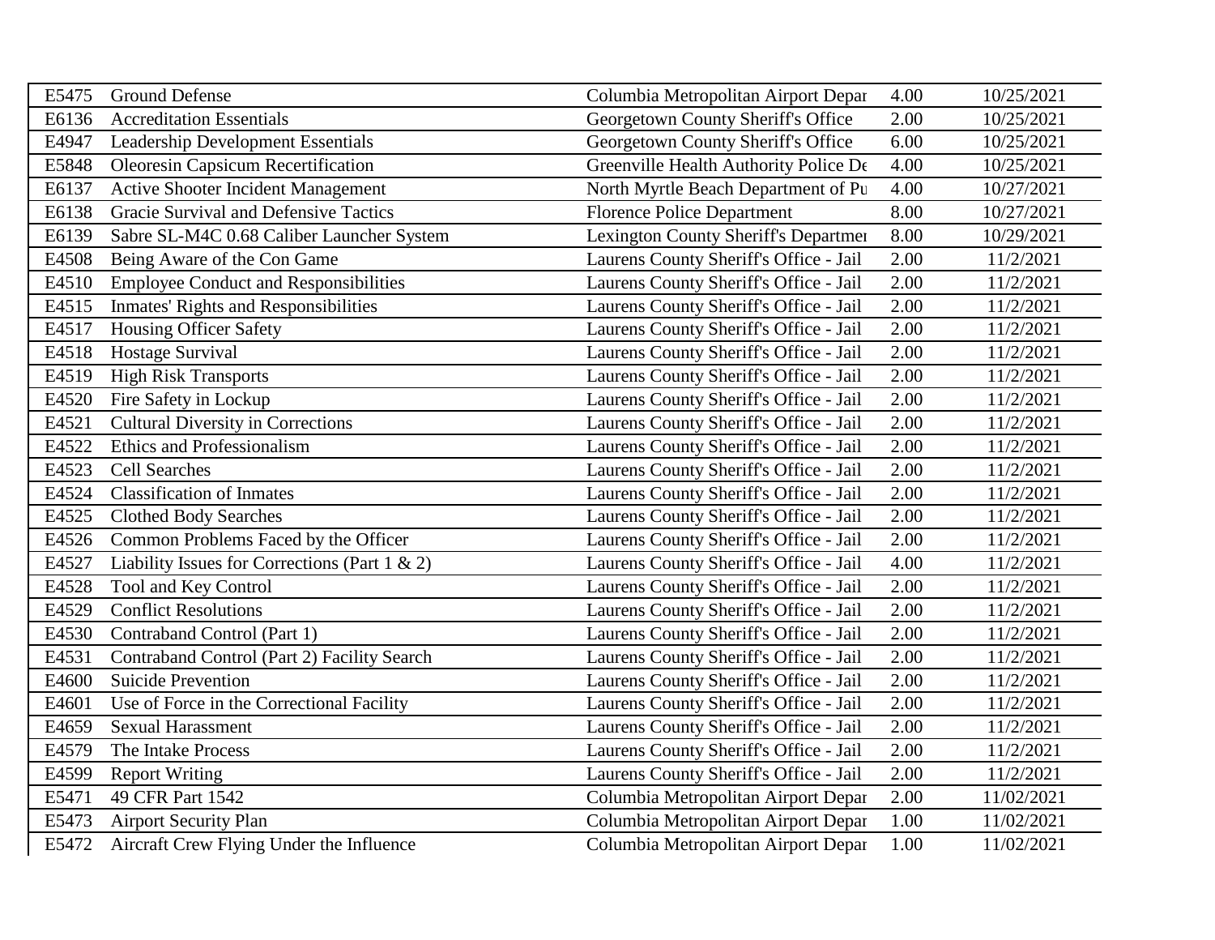| | | | | |
|---|---|---|---|---|
| E5475 | Ground Defense | Columbia Metropolitan Airport Depar | 4.00 | 10/25/2021 |
| E6136 | Accreditation Essentials | Georgetown County Sheriff's Office | 2.00 | 10/25/2021 |
| E4947 | Leadership Development Essentials | Georgetown County Sheriff's Office | 6.00 | 10/25/2021 |
| E5848 | Oleoresin Capsicum Recertification | Greenville Health Authority Police De | 4.00 | 10/25/2021 |
| E6137 | Active Shooter Incident Management | North Myrtle Beach Department of Pu | 4.00 | 10/27/2021 |
| E6138 | Gracie Survival and Defensive Tactics | Florence Police Department | 8.00 | 10/27/2021 |
| E6139 | Sabre SL-M4C 0.68 Caliber Launcher System | Lexington County Sheriff's Departmer | 8.00 | 10/29/2021 |
| E4508 | Being Aware of the Con Game | Laurens County Sheriff's Office - Jail | 2.00 | 11/2/2021 |
| E4510 | Employee Conduct and Responsibilities | Laurens County Sheriff's Office - Jail | 2.00 | 11/2/2021 |
| E4515 | Inmates' Rights and Responsibilities | Laurens County Sheriff's Office - Jail | 2.00 | 11/2/2021 |
| E4517 | Housing Officer Safety | Laurens County Sheriff's Office - Jail | 2.00 | 11/2/2021 |
| E4518 | Hostage Survival | Laurens County Sheriff's Office - Jail | 2.00 | 11/2/2021 |
| E4519 | High Risk Transports | Laurens County Sheriff's Office - Jail | 2.00 | 11/2/2021 |
| E4520 | Fire Safety in Lockup | Laurens County Sheriff's Office - Jail | 2.00 | 11/2/2021 |
| E4521 | Cultural Diversity in Corrections | Laurens County Sheriff's Office - Jail | 2.00 | 11/2/2021 |
| E4522 | Ethics and Professionalism | Laurens County Sheriff's Office - Jail | 2.00 | 11/2/2021 |
| E4523 | Cell Searches | Laurens County Sheriff's Office - Jail | 2.00 | 11/2/2021 |
| E4524 | Classification of Inmates | Laurens County Sheriff's Office - Jail | 2.00 | 11/2/2021 |
| E4525 | Clothed Body Searches | Laurens County Sheriff's Office - Jail | 2.00 | 11/2/2021 |
| E4526 | Common Problems Faced by the Officer | Laurens County Sheriff's Office - Jail | 2.00 | 11/2/2021 |
| E4527 | Liability Issues for Corrections (Part 1 & 2) | Laurens County Sheriff's Office - Jail | 4.00 | 11/2/2021 |
| E4528 | Tool and Key Control | Laurens County Sheriff's Office - Jail | 2.00 | 11/2/2021 |
| E4529 | Conflict Resolutions | Laurens County Sheriff's Office - Jail | 2.00 | 11/2/2021 |
| E4530 | Contraband Control (Part 1) | Laurens County Sheriff's Office - Jail | 2.00 | 11/2/2021 |
| E4531 | Contraband Control (Part 2) Facility Search | Laurens County Sheriff's Office - Jail | 2.00 | 11/2/2021 |
| E4600 | Suicide Prevention | Laurens County Sheriff's Office - Jail | 2.00 | 11/2/2021 |
| E4601 | Use of Force in the Correctional Facility | Laurens County Sheriff's Office - Jail | 2.00 | 11/2/2021 |
| E4659 | Sexual Harassment | Laurens County Sheriff's Office - Jail | 2.00 | 11/2/2021 |
| E4579 | The Intake Process | Laurens County Sheriff's Office - Jail | 2.00 | 11/2/2021 |
| E4599 | Report Writing | Laurens County Sheriff's Office - Jail | 2.00 | 11/2/2021 |
| E5471 | 49 CFR Part 1542 | Columbia Metropolitan Airport Depar | 2.00 | 11/02/2021 |
| E5473 | Airport Security Plan | Columbia Metropolitan Airport Depar | 1.00 | 11/02/2021 |
| E5472 | Aircraft Crew Flying Under the Influence | Columbia Metropolitan Airport Depar | 1.00 | 11/02/2021 |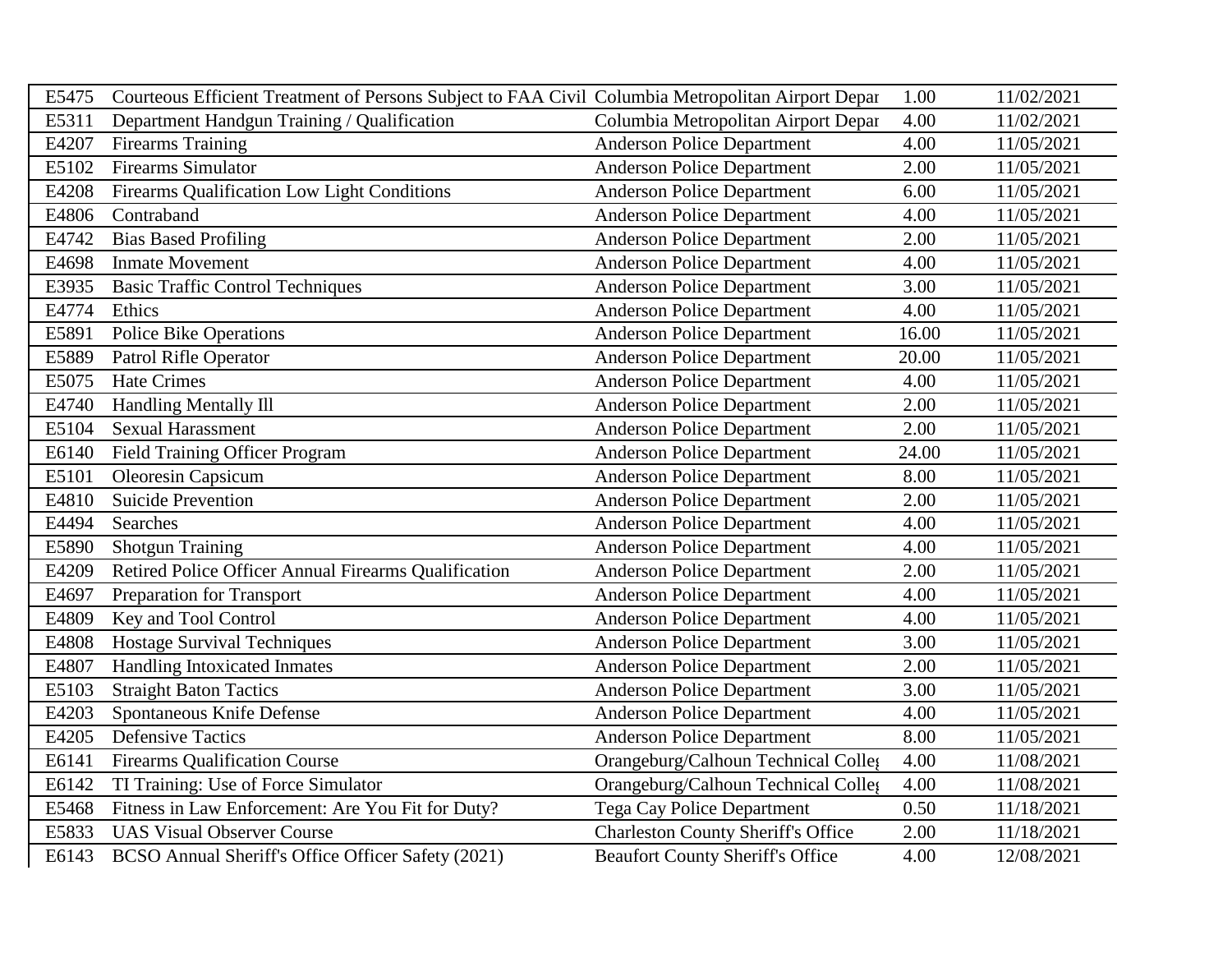| | | | | |
|---|---|---|---|---|
| E5475 | Courteous Efficient Treatment of Persons Subject to FAA Civil | Columbia Metropolitan Airport Depar | 1.00 | 11/02/2021 |
| E5311 | Department Handgun Training / Qualification | Columbia Metropolitan Airport Depar | 4.00 | 11/02/2021 |
| E4207 | Firearms Training | Anderson Police Department | 4.00 | 11/05/2021 |
| E5102 | Firearms Simulator | Anderson Police Department | 2.00 | 11/05/2021 |
| E4208 | Firearms Qualification Low Light Conditions | Anderson Police Department | 6.00 | 11/05/2021 |
| E4806 | Contraband | Anderson Police Department | 4.00 | 11/05/2021 |
| E4742 | Bias Based Profiling | Anderson Police Department | 2.00 | 11/05/2021 |
| E4698 | Inmate Movement | Anderson Police Department | 4.00 | 11/05/2021 |
| E3935 | Basic Traffic Control Techniques | Anderson Police Department | 3.00 | 11/05/2021 |
| E4774 | Ethics | Anderson Police Department | 4.00 | 11/05/2021 |
| E5891 | Police Bike Operations | Anderson Police Department | 16.00 | 11/05/2021 |
| E5889 | Patrol Rifle Operator | Anderson Police Department | 20.00 | 11/05/2021 |
| E5075 | Hate Crimes | Anderson Police Department | 4.00 | 11/05/2021 |
| E4740 | Handling Mentally Ill | Anderson Police Department | 2.00 | 11/05/2021 |
| E5104 | Sexual Harassment | Anderson Police Department | 2.00 | 11/05/2021 |
| E6140 | Field Training Officer Program | Anderson Police Department | 24.00 | 11/05/2021 |
| E5101 | Oleoresin Capsicum | Anderson Police Department | 8.00 | 11/05/2021 |
| E4810 | Suicide Prevention | Anderson Police Department | 2.00 | 11/05/2021 |
| E4494 | Searches | Anderson Police Department | 4.00 | 11/05/2021 |
| E5890 | Shotgun Training | Anderson Police Department | 4.00 | 11/05/2021 |
| E4209 | Retired Police Officer Annual Firearms Qualification | Anderson Police Department | 2.00 | 11/05/2021 |
| E4697 | Preparation for Transport | Anderson Police Department | 4.00 | 11/05/2021 |
| E4809 | Key and Tool Control | Anderson Police Department | 4.00 | 11/05/2021 |
| E4808 | Hostage Survival Techniques | Anderson Police Department | 3.00 | 11/05/2021 |
| E4807 | Handling Intoxicated Inmates | Anderson Police Department | 2.00 | 11/05/2021 |
| E5103 | Straight Baton Tactics | Anderson Police Department | 3.00 | 11/05/2021 |
| E4203 | Spontaneous Knife Defense | Anderson Police Department | 4.00 | 11/05/2021 |
| E4205 | Defensive Tactics | Anderson Police Department | 8.00 | 11/05/2021 |
| E6141 | Firearms Qualification Course | Orangeburg/Calhoun Technical Colleg | 4.00 | 11/08/2021 |
| E6142 | TI Training: Use of Force Simulator | Orangeburg/Calhoun Technical Colleg | 4.00 | 11/08/2021 |
| E5468 | Fitness in Law Enforcement: Are You Fit for Duty? | Tega Cay Police Department | 0.50 | 11/18/2021 |
| E5833 | UAS Visual Observer Course | Charleston County Sheriff's Office | 2.00 | 11/18/2021 |
| E6143 | BCSO Annual Sheriff's Office Officer Safety (2021) | Beaufort County Sheriff's Office | 4.00 | 12/08/2021 |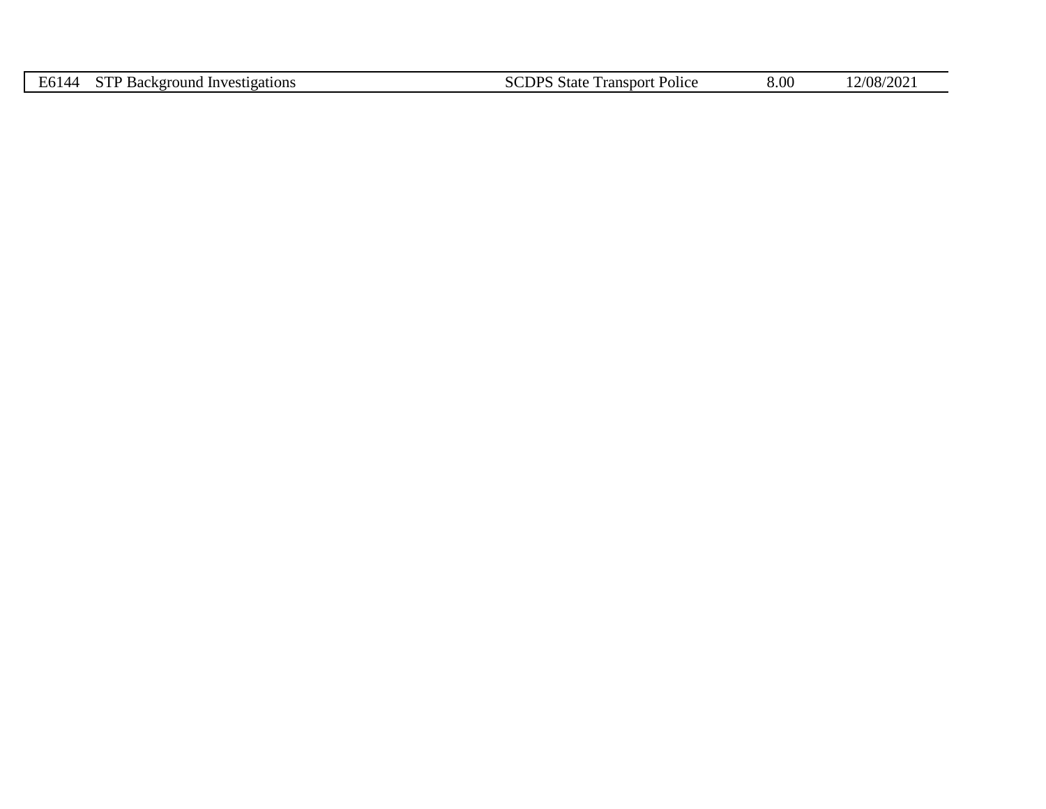| | | | | |
|---|---|---|---|---|
| E6144 | STP Background Investigations | SCDPS State Transport Police | 8.00 | 12/08/2021 |